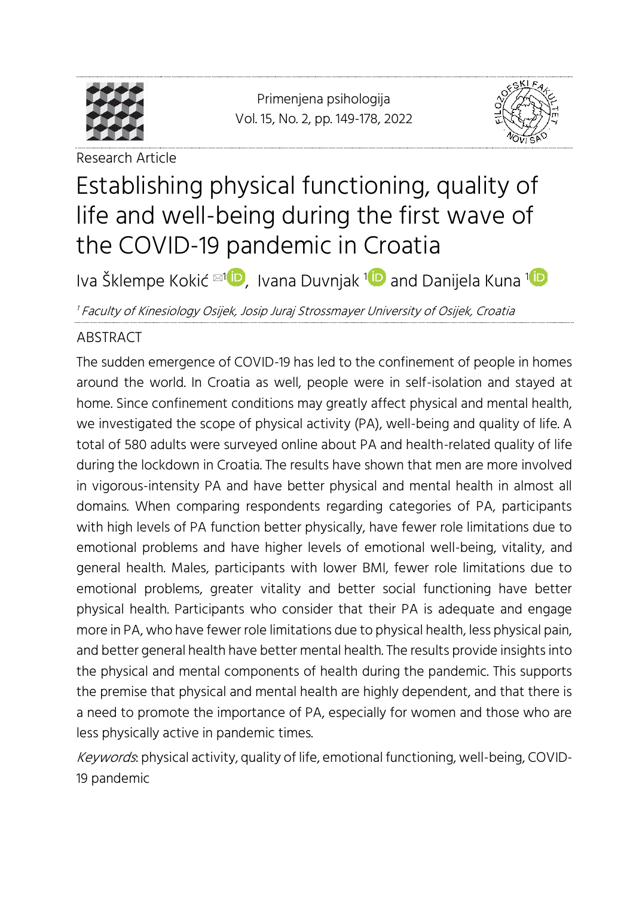Research Article

# Establishing physical functioning, quality of life and well-being during the first wave of the COVID-19 pandemic in Croatia

Iva Šklempe Kokić [1], Ivana Duvnjak [1] and Danijela Kuna [1]

[1] *Faculty of Kinesiology Osijek, Josip Juraj Strossmayer University of Osijek, Croatia*

## ABSTRACT

The sudden emergence of COVID-19 has led to the confinement of people in homes around the world. In Croatia as well, people were in self-isolation and stayed at home. Since confinement conditions may greatly affect physical and mental health, we investigated the scope of physical activity (PA), well-being and quality of life. A total of 580 adults were surveyed online about PA and health-related quality of life during the lockdown in Croatia. The results have shown that men are more involved in vigorous-intensity PA and have better physical and mental health in almost all domains. When comparing respondents regarding categories of PA, participants with high levels of PA function better physically, have fewer role limitations due to emotional problems and have higher levels of emotional well-being, vitality, and general health. Males, participants with lower BMI, fewer role limitations due to emotional problems, greater vitality and better social functioning have better physical health. Participants who consider that their PA is adequate and engage more in PA, who have fewer role limitations due to physical health, less physical pain, and better general health have better mental health. The results provide insights into the physical and mental components of health during the pandemic. This supports the premise that physical and mental health are highly dependent, and that there is a need to promote the importance of PA, especially for women and those who are less physically active in pandemic times.

*Keywords*: physical activity, quality of life, emotional functioning, well-being, COVID-19 pandemic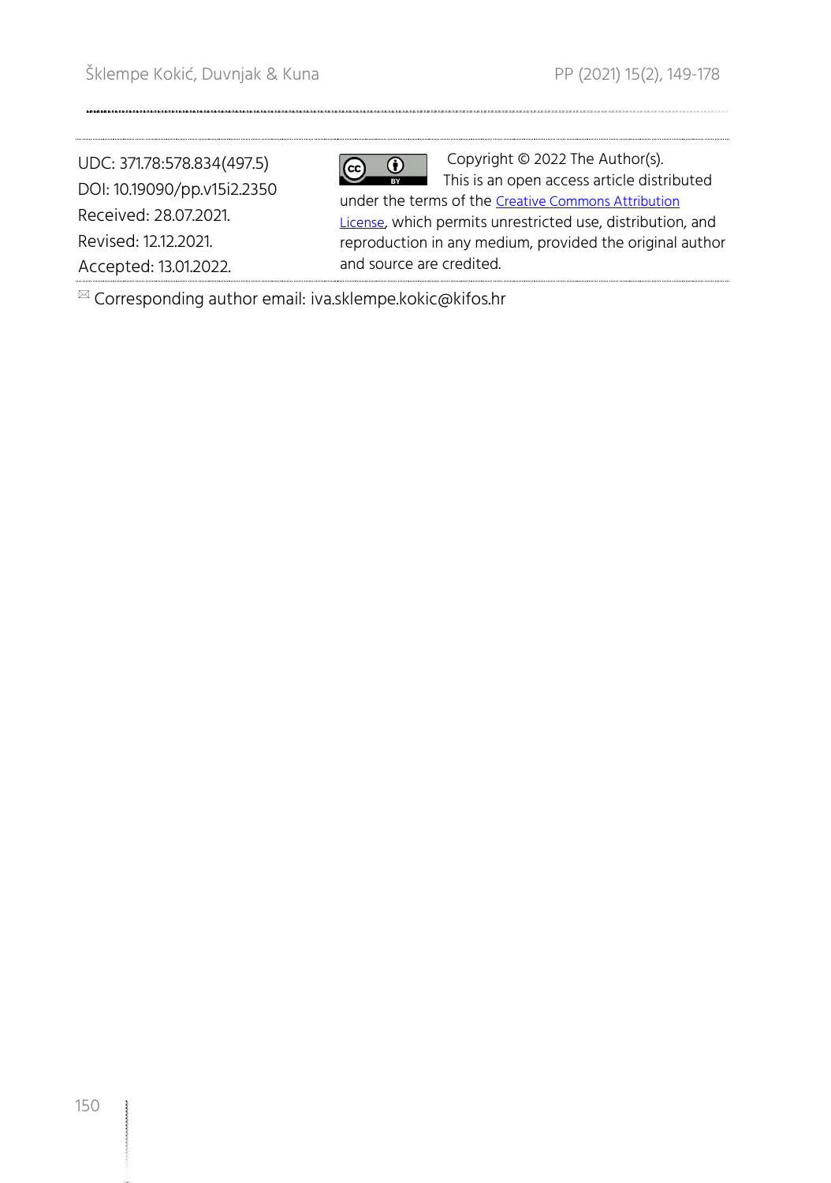UDC: 371.78:578.834(497.5)
DOI: 10.19090/pp.v15i2.2350
Received: 28.07.2021.
Revised: 12.12.2021.
Accepted: 13.01.2022.

Copyright © 2022 The Author(s). This is an open access article distributed under the terms of the Creative Commons Attribution License, which permits unrestricted use, distribution, and reproduction in any medium, provided the original author and source are credited.

✉ Corresponding author email: iva.sklempe.kokic@kifos.hr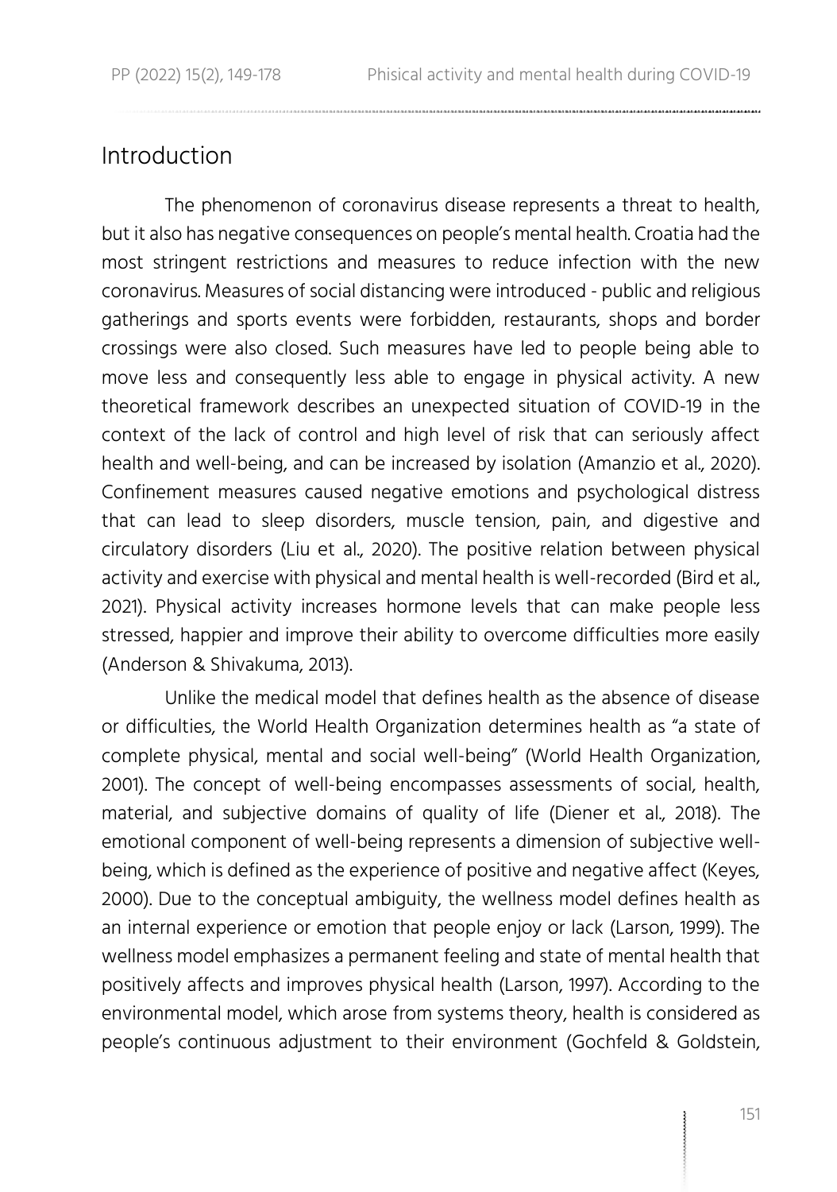## Introduction

The phenomenon of coronavirus disease represents a threat to health, but it also has negative consequences on people's mental health. Croatia had the most stringent restrictions and measures to reduce infection with the new coronavirus. Measures of social distancing were introduced - public and religious gatherings and sports events were forbidden, restaurants, shops and border crossings were also closed. Such measures have led to people being able to move less and consequently less able to engage in physical activity. A new theoretical framework describes an unexpected situation of COVID-19 in the context of the lack of control and high level of risk that can seriously affect health and well-being, and can be increased by isolation (Amanzio et al., 2020). Confinement measures caused negative emotions and psychological distress that can lead to sleep disorders, muscle tension, pain, and digestive and circulatory disorders (Liu et al., 2020). The positive relation between physical activity and exercise with physical and mental health is well-recorded (Bird et al., 2021). Physical activity increases hormone levels that can make people less stressed, happier and improve their ability to overcome difficulties more easily (Anderson & Shivakuma, 2013).

Unlike the medical model that defines health as the absence of disease or difficulties, the World Health Organization determines health as "a state of complete physical, mental and social well-being" (World Health Organization, 2001). The concept of well-being encompasses assessments of social, health, material, and subjective domains of quality of life (Diener et al., 2018). The emotional component of well-being represents a dimension of subjective well-being, which is defined as the experience of positive and negative affect (Keyes, 2000). Due to the conceptual ambiguity, the wellness model defines health as an internal experience or emotion that people enjoy or lack (Larson, 1999). The wellness model emphasizes a permanent feeling and state of mental health that positively affects and improves physical health (Larson, 1997). According to the environmental model, which arose from systems theory, health is considered as people's continuous adjustment to their environment (Gochfeld & Goldstein,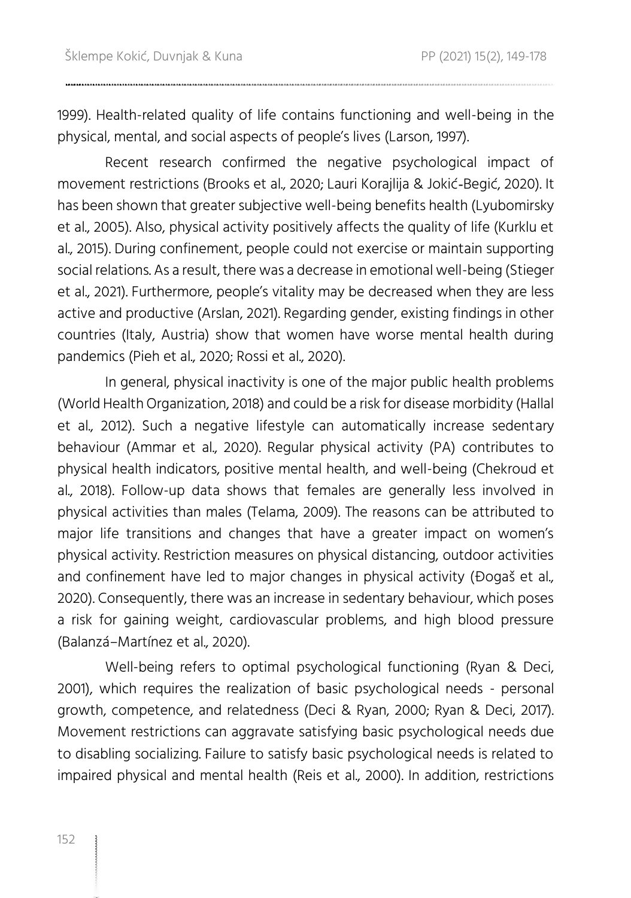1999). Health-related quality of life contains functioning and well-being in the physical, mental, and social aspects of people's lives (Larson, 1997).

Recent research confirmed the negative psychological impact of movement restrictions (Brooks et al., 2020; Lauri Korajlija & Jokić-Begić, 2020). It has been shown that greater subjective well-being benefits health (Lyubomirsky et al., 2005). Also, physical activity positively affects the quality of life (Kurklu et al., 2015). During confinement, people could not exercise or maintain supporting social relations. As a result, there was a decrease in emotional well-being (Stieger et al., 2021). Furthermore, people's vitality may be decreased when they are less active and productive (Arslan, 2021). Regarding gender, existing findings in other countries (Italy, Austria) show that women have worse mental health during pandemics (Pieh et al., 2020; Rossi et al., 2020).

In general, physical inactivity is one of the major public health problems (World Health Organization, 2018) and could be a risk for disease morbidity (Hallal et al., 2012). Such a negative lifestyle can automatically increase sedentary behaviour (Ammar et al., 2020). Regular physical activity (PA) contributes to physical health indicators, positive mental health, and well-being (Chekroud et al., 2018). Follow-up data shows that females are generally less involved in physical activities than males (Telama, 2009). The reasons can be attributed to major life transitions and changes that have a greater impact on women's physical activity. Restriction measures on physical distancing, outdoor activities and confinement have led to major changes in physical activity (Đogaš et al., 2020). Consequently, there was an increase in sedentary behaviour, which poses a risk for gaining weight, cardiovascular problems, and high blood pressure (Balanzá–Martínez et al., 2020).

Well-being refers to optimal psychological functioning (Ryan & Deci, 2001), which requires the realization of basic psychological needs - personal growth, competence, and relatedness (Deci & Ryan, 2000; Ryan & Deci, 2017). Movement restrictions can aggravate satisfying basic psychological needs due to disabling socializing. Failure to satisfy basic psychological needs is related to impaired physical and mental health (Reis et al., 2000). In addition, restrictions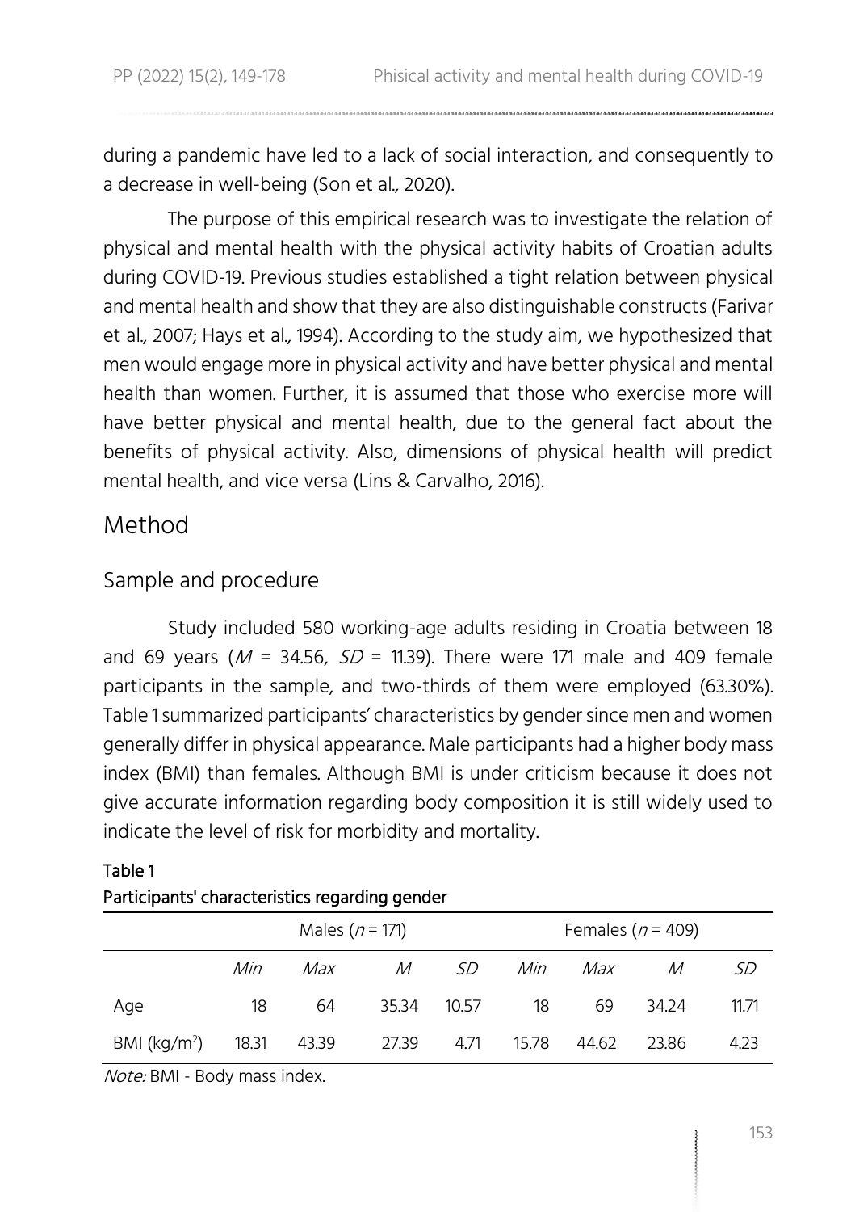during a pandemic have led to a lack of social interaction, and consequently to a decrease in well-being (Son et al., 2020).

The purpose of this empirical research was to investigate the relation of physical and mental health with the physical activity habits of Croatian adults during COVID-19. Previous studies established a tight relation between physical and mental health and show that they are also distinguishable constructs (Farivar et al., 2007; Hays et al., 1994). According to the study aim, we hypothesized that men would engage more in physical activity and have better physical and mental health than women. Further, it is assumed that those who exercise more will have better physical and mental health, due to the general fact about the benefits of physical activity. Also, dimensions of physical health will predict mental health, and vice versa (Lins & Carvalho, 2016).

## Method

### Sample and procedure

Study included 580 working-age adults residing in Croatia between 18 and 69 years ($M$ = 34.56, $SD$ = 11.39). There were 171 male and 409 female participants in the sample, and two-thirds of them were employed (63.30%). Table 1 summarized participants' characteristics by gender since men and women generally differ in physical appearance. Male participants had a higher body mass index (BMI) than females. Although BMI is under criticism because it does not give accurate information regarding body composition it is still widely used to indicate the level of risk for morbidity and mortality.

**Table 1**
**Participants' characteristics regarding gender**

| | Males ($n$ = 171) | | | | Females ($n$ = 409) | | | |
|---|---|---|---|---|---|---|---|---|
| | *Min* | *Max* | *M* | *SD* | *Min* | *Max* | *M* | *SD* |
| Age | 18 | 64 | 35.34 | 10.57 | 18 | 69 | 34.24 | 11.71 |
| BMI (kg/m$^2$) | 18.31 | 43.39 | 27.39 | 4.71 | 15.78 | 44.62 | 23.86 | 4.23 |

*Note:* BMI - Body mass index.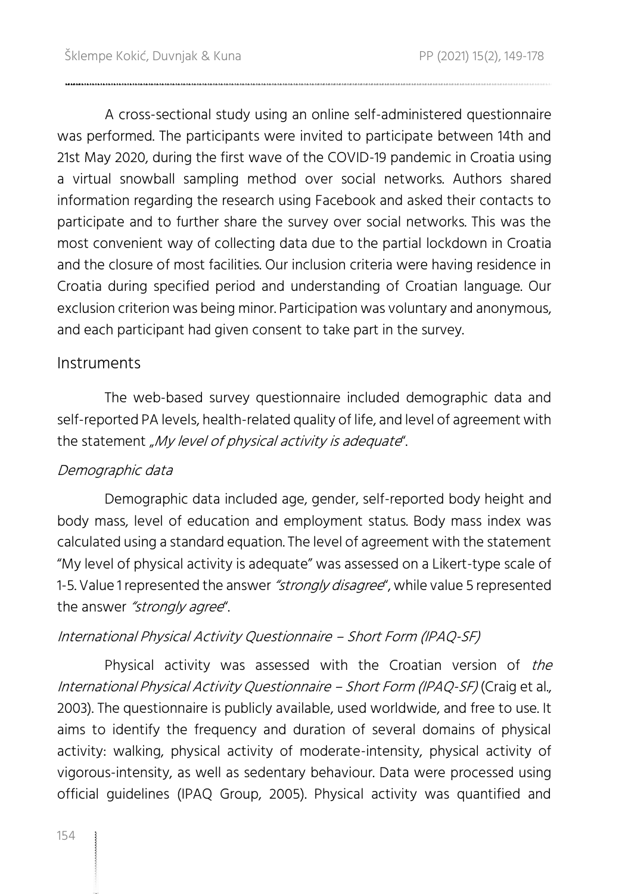A cross-sectional study using an online self-administered questionnaire was performed. The participants were invited to participate between 14th and 21st May 2020, during the first wave of the COVID-19 pandemic in Croatia using a virtual snowball sampling method over social networks. Authors shared information regarding the research using Facebook and asked their contacts to participate and to further share the survey over social networks. This was the most convenient way of collecting data due to the partial lockdown in Croatia and the closure of most facilities. Our inclusion criteria were having residence in Croatia during specified period and understanding of Croatian language. Our exclusion criterion was being minor. Participation was voluntary and anonymous, and each participant had given consent to take part in the survey.

## Instruments

The web-based survey questionnaire included demographic data and self-reported PA levels, health-related quality of life, and level of agreement with the statement „*My level of physical activity is adequate*".

### *Demographic data*

Demographic data included age, gender, self-reported body height and body mass, level of education and employment status. Body mass index was calculated using a standard equation. The level of agreement with the statement "My level of physical activity is adequate" was assessed on a Likert-type scale of 1-5. Value 1 represented the answer *"strongly disagree*", while value 5 represented the answer *"strongly agree*".

### *International Physical Activity Questionnaire – Short Form (IPAQ-SF)*

Physical activity was assessed with the Croatian version of *the International Physical Activity Questionnaire – Short Form (IPAQ-SF)* (Craig et al., 2003). The questionnaire is publicly available, used worldwide, and free to use. It aims to identify the frequency and duration of several domains of physical activity: walking, physical activity of moderate-intensity, physical activity of vigorous-intensity, as well as sedentary behaviour. Data were processed using official guidelines (IPAQ Group, 2005). Physical activity was quantified and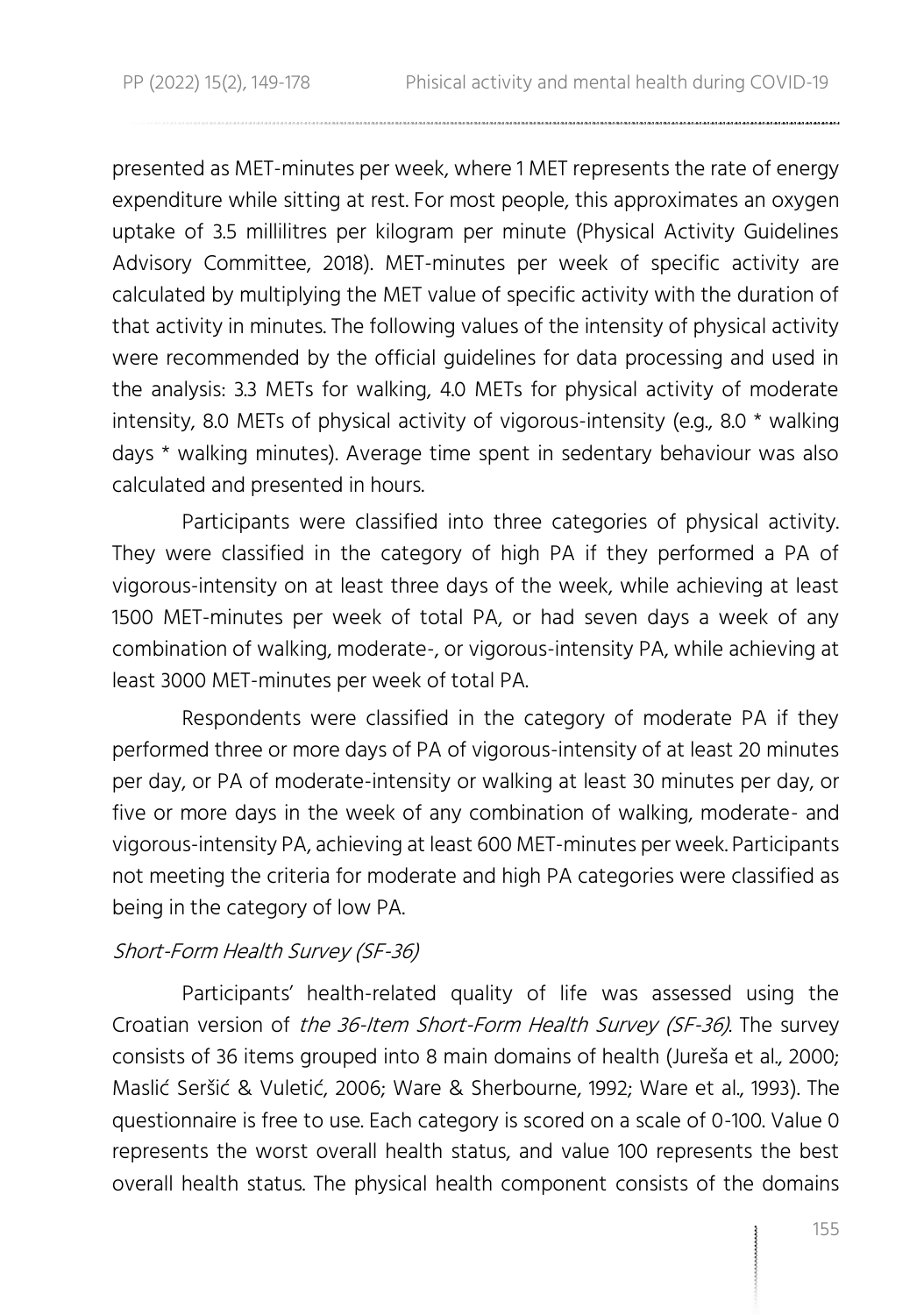presented as MET-minutes per week, where 1 MET represents the rate of energy expenditure while sitting at rest. For most people, this approximates an oxygen uptake of 3.5 millilitres per kilogram per minute (Physical Activity Guidelines Advisory Committee, 2018). MET-minutes per week of specific activity are calculated by multiplying the MET value of specific activity with the duration of that activity in minutes. The following values of the intensity of physical activity were recommended by the official guidelines for data processing and used in the analysis: 3.3 METs for walking, 4.0 METs for physical activity of moderate intensity, 8.0 METs of physical activity of vigorous-intensity (e.g., 8.0 * walking days * walking minutes). Average time spent in sedentary behaviour was also calculated and presented in hours.

Participants were classified into three categories of physical activity. They were classified in the category of high PA if they performed a PA of vigorous-intensity on at least three days of the week, while achieving at least 1500 MET-minutes per week of total PA, or had seven days a week of any combination of walking, moderate-, or vigorous-intensity PA, while achieving at least 3000 MET-minutes per week of total PA.

Respondents were classified in the category of moderate PA if they performed three or more days of PA of vigorous-intensity of at least 20 minutes per day, or PA of moderate-intensity or walking at least 30 minutes per day, or five or more days in the week of any combination of walking, moderate- and vigorous-intensity PA, achieving at least 600 MET-minutes per week. Participants not meeting the criteria for moderate and high PA categories were classified as being in the category of low PA.

*Short-Form Health Survey (SF-36)*

Participants' health-related quality of life was assessed using the Croatian version of *the 36-Item Short-Form Health Survey (SF-36)*. The survey consists of 36 items grouped into 8 main domains of health (Jureša et al., 2000; Maslić Seršić & Vuletić, 2006; Ware & Sherbourne, 1992; Ware et al., 1993). The questionnaire is free to use. Each category is scored on a scale of 0-100. Value 0 represents the worst overall health status, and value 100 represents the best overall health status. The physical health component consists of the domains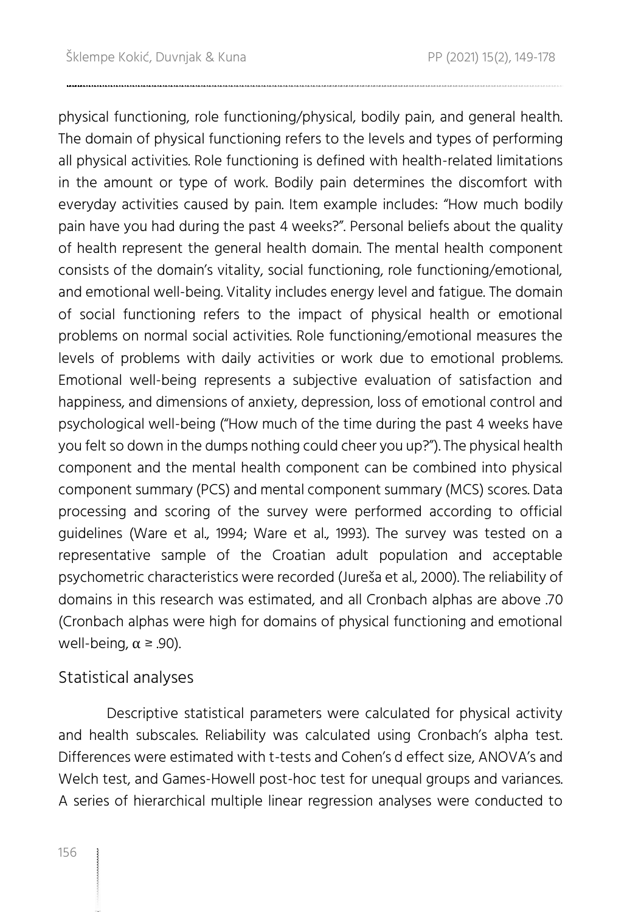physical functioning, role functioning/physical, bodily pain, and general health. The domain of physical functioning refers to the levels and types of performing all physical activities. Role functioning is defined with health-related limitations in the amount or type of work. Bodily pain determines the discomfort with everyday activities caused by pain. Item example includes: "How much bodily pain have you had during the past 4 weeks?". Personal beliefs about the quality of health represent the general health domain. The mental health component consists of the domain's vitality, social functioning, role functioning/emotional, and emotional well-being. Vitality includes energy level and fatigue. The domain of social functioning refers to the impact of physical health or emotional problems on normal social activities. Role functioning/emotional measures the levels of problems with daily activities or work due to emotional problems. Emotional well-being represents a subjective evaluation of satisfaction and happiness, and dimensions of anxiety, depression, loss of emotional control and psychological well-being ("How much of the time during the past 4 weeks have you felt so down in the dumps nothing could cheer you up?"). The physical health component and the mental health component can be combined into physical component summary (PCS) and mental component summary (MCS) scores. Data processing and scoring of the survey were performed according to official guidelines (Ware et al., 1994; Ware et al., 1993). The survey was tested on a representative sample of the Croatian adult population and acceptable psychometric characteristics were recorded (Jureša et al., 2000). The reliability of domains in this research was estimated, and all Cronbach alphas are above .70 (Cronbach alphas were high for domains of physical functioning and emotional well-being, $\alpha \geq .90$).

## Statistical analyses

Descriptive statistical parameters were calculated for physical activity and health subscales. Reliability was calculated using Cronbach's alpha test. Differences were estimated with t-tests and Cohen's d effect size, ANOVA's and Welch test, and Games-Howell post-hoc test for unequal groups and variances. A series of hierarchical multiple linear regression analyses were conducted to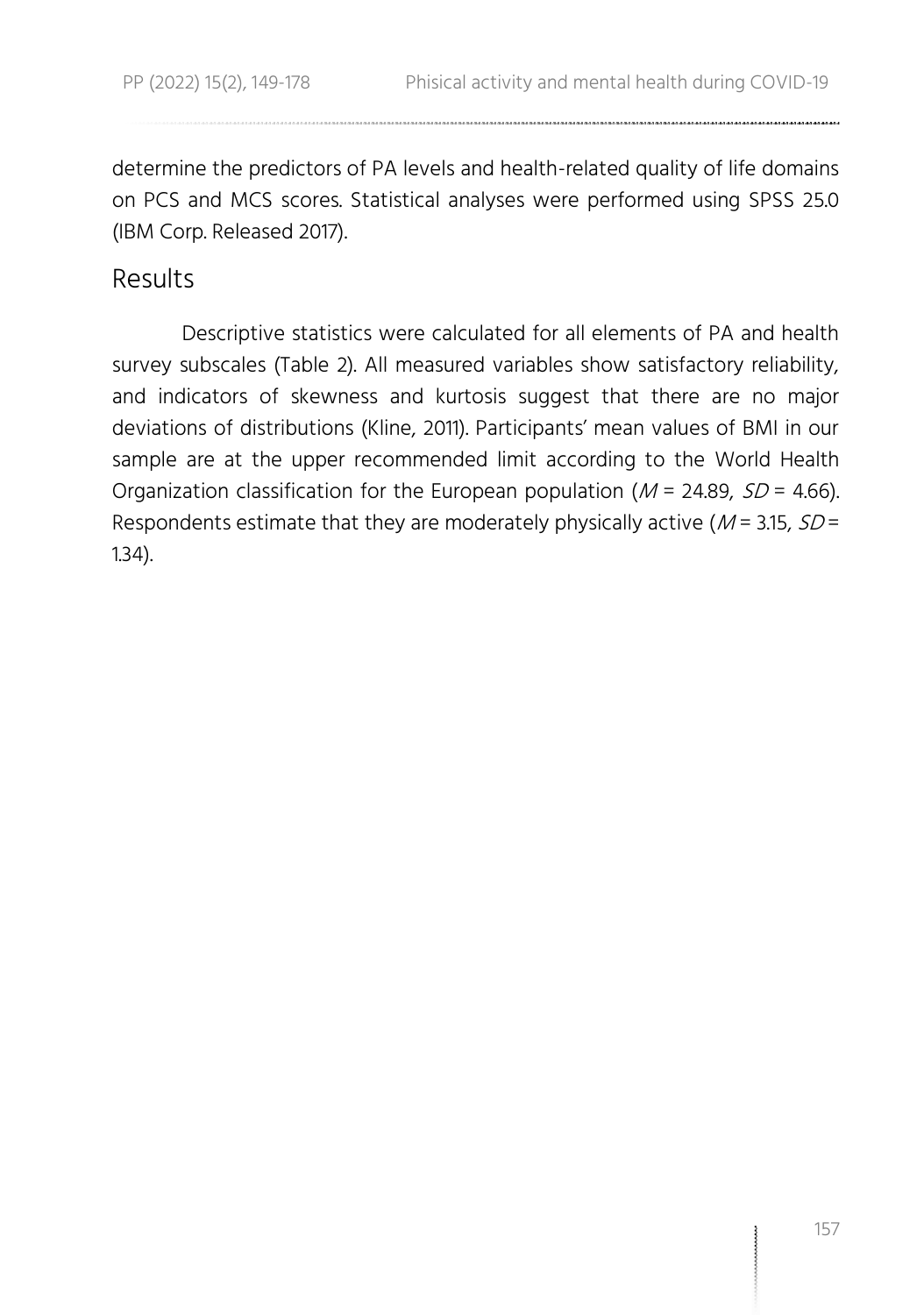determine the predictors of PA levels and health-related quality of life domains on PCS and MCS scores. Statistical analyses were performed using SPSS 25.0 (IBM Corp. Released 2017).

## Results

Descriptive statistics were calculated for all elements of PA and health survey subscales (Table 2). All measured variables show satisfactory reliability, and indicators of skewness and kurtosis suggest that there are no major deviations of distributions (Kline, 2011). Participants' mean values of BMI in our sample are at the upper recommended limit according to the World Health Organization classification for the European population ($M$ = 24.89, $SD$ = 4.66). Respondents estimate that they are moderately physically active ($M$ = 3.15, $SD$ = 1.34).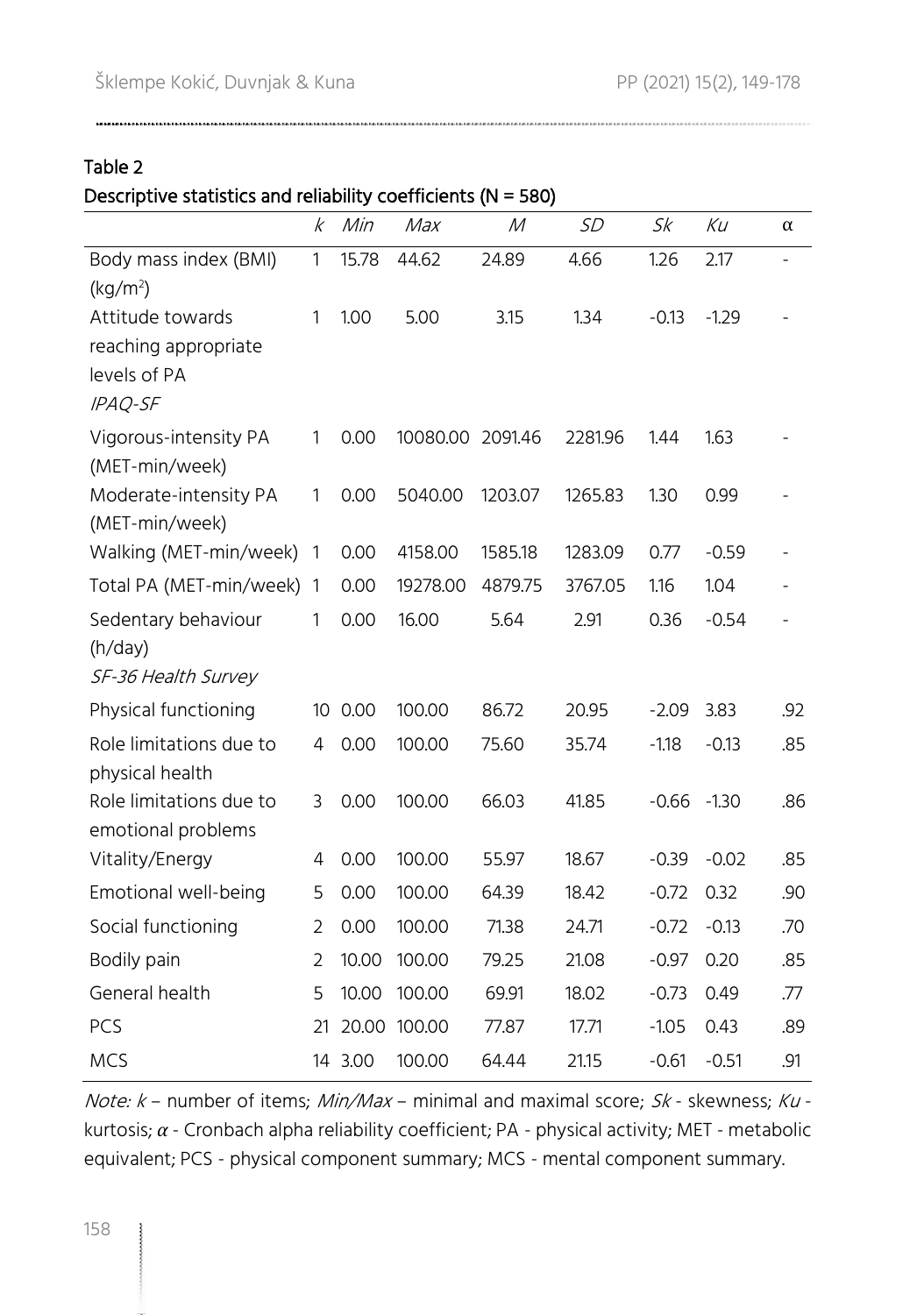Table 2

Descriptive statistics and reliability coefficients (N = 580)

| | *k* | *Min* | *Max* | *M* | *SD* | *Sk* | *Ku* | α |
|---|---|---|---|---|---|---|---|---|
| Body mass index (BMI) ($kg/m^2$) | 1 | 15.78 | 44.62 | 24.89 | 4.66 | 1.26 | 2.17 | - |
| Attitude towards reaching appropriate levels of PA | 1 | 1.00 | 5.00 | 3.15 | 1.34 | -0.13 | -1.29 | - |
| *IPAQ-SF* | | | | | | | | |
| Vigorous-intensity PA (MET-min/week) | 1 | 0.00 | 10080.00 | 2091.46 | 2281.96 | 1.44 | 1.63 | - |
| Moderate-intensity PA (MET-min/week) | 1 | 0.00 | 5040.00 | 1203.07 | 1265.83 | 1.30 | 0.99 | - |
| Walking (MET-min/week) | 1 | 0.00 | 4158.00 | 1585.18 | 1283.09 | 0.77 | -0.59 | - |
| Total PA (MET-min/week) | 1 | 0.00 | 19278.00 | 4879.75 | 3767.05 | 1.16 | 1.04 | - |
| Sedentary behaviour (h/day) | 1 | 0.00 | 16.00 | 5.64 | 2.91 | 0.36 | -0.54 | - |
| *SF-36 Health Survey* | | | | | | | | |
| Physical functioning | 10 | 0.00 | 100.00 | 86.72 | 20.95 | -2.09 | 3.83 | .92 |
| Role limitations due to physical health | 4 | 0.00 | 100.00 | 75.60 | 35.74 | -1.18 | -0.13 | .85 |
| Role limitations due to emotional problems | 3 | 0.00 | 100.00 | 66.03 | 41.85 | -0.66 | -1.30 | .86 |
| Vitality/Energy | 4 | 0.00 | 100.00 | 55.97 | 18.67 | -0.39 | -0.02 | .85 |
| Emotional well-being | 5 | 0.00 | 100.00 | 64.39 | 18.42 | -0.72 | 0.32 | .90 |
| Social functioning | 2 | 0.00 | 100.00 | 71.38 | 24.71 | -0.72 | -0.13 | .70 |
| Bodily pain | 2 | 10.00 | 100.00 | 79.25 | 21.08 | -0.97 | 0.20 | .85 |
| General health | 5 | 10.00 | 100.00 | 69.91 | 18.02 | -0.73 | 0.49 | .77 |
| PCS | 21 | 20.00 | 100.00 | 77.87 | 17.71 | -1.05 | 0.43 | .89 |
| MCS | 14 | 3.00 | 100.00 | 64.44 | 21.15 | -0.61 | -0.51 | .91 |

*Note: k* – number of items; *Min/Max* – minimal and maximal score; *Sk* - skewness; *Ku* - kurtosis; *α* - Cronbach alpha reliability coefficient; PA - physical activity; MET - metabolic equivalent; PCS - physical component summary; MCS - mental component summary.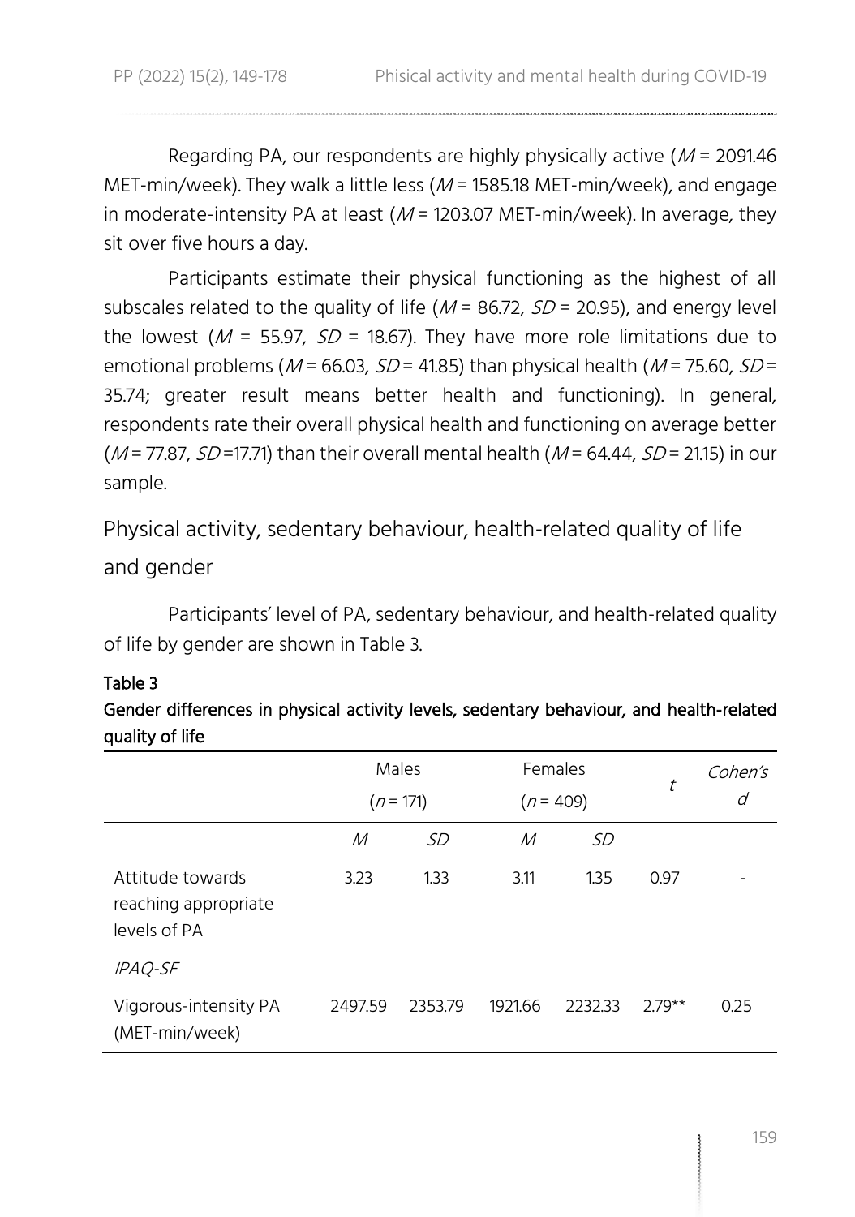Regarding PA, our respondents are highly physically active (*M* = 2091.46 MET-min/week). They walk a little less (*M* = 1585.18 MET-min/week), and engage in moderate-intensity PA at least (*M* = 1203.07 MET-min/week). In average, they sit over five hours a day.

Participants estimate their physical functioning as the highest of all subscales related to the quality of life (*M* = 86.72, *SD* = 20.95), and energy level the lowest (*M* = 55.97, *SD* = 18.67). They have more role limitations due to emotional problems (*M* = 66.03, *SD* = 41.85) than physical health (*M* = 75.60, *SD* = 35.74; greater result means better health and functioning). In general, respondents rate their overall physical health and functioning on average better (*M* = 77.87, *SD* =17.71) than their overall mental health (*M* = 64.44, *SD* = 21.15) in our sample.

## Physical activity, sedentary behaviour, health-related quality of life and gender

Participants' level of PA, sedentary behaviour, and health-related quality of life by gender are shown in Table 3.

**Table 3**

**Gender differences in physical activity levels, sedentary behaviour, and health-related quality of life**

| | Males ($n$ = 171) | | Females ($n$ = 409) | | $t$ | Cohen's $d$ |
|---|---|---|---|---|---|---|
| | $M$ | $SD$ | $M$ | $SD$ | | |
| Attitude towards reaching appropriate levels of PA | 3.23 | 1.33 | 3.11 | 1.35 | 0.97 | - |
| *IPAQ-SF* | | | | | | |
| Vigorous-intensity PA (MET-min/week) | 2497.59 | 2353.79 | 1921.66 | 2232.33 | 2.79** | 0.25 |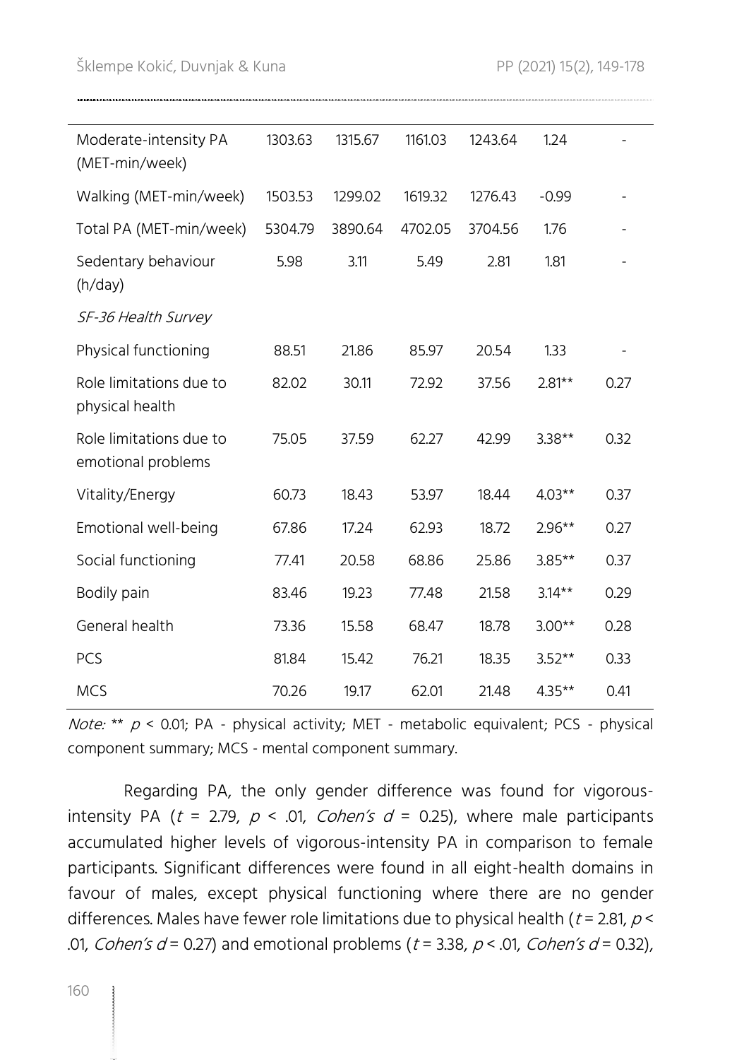| | | | | | | |
|---|---|---|---|---|---|---|
| Moderate-intensity PA (MET-min/week) | 1303.63 | 1315.67 | 1161.03 | 1243.64 | 1.24 | - |
| Walking (MET-min/week) | 1503.53 | 1299.02 | 1619.32 | 1276.43 | -0.99 | - |
| Total PA (MET-min/week) | 5304.79 | 3890.64 | 4702.05 | 3704.56 | 1.76 | - |
| Sedentary behaviour (h/day) | 5.98 | 3.11 | 5.49 | 2.81 | 1.81 | - |
| *SF-36 Health Survey* | | | | | | |
| Physical functioning | 88.51 | 21.86 | 85.97 | 20.54 | 1.33 | - |
| Role limitations due to physical health | 82.02 | 30.11 | 72.92 | 37.56 | 2.81** | 0.27 |
| Role limitations due to emotional problems | 75.05 | 37.59 | 62.27 | 42.99 | 3.38** | 0.32 |
| Vitality/Energy | 60.73 | 18.43 | 53.97 | 18.44 | 4.03** | 0.37 |
| Emotional well-being | 67.86 | 17.24 | 62.93 | 18.72 | 2.96** | 0.27 |
| Social functioning | 77.41 | 20.58 | 68.86 | 25.86 | 3.85** | 0.37 |
| Bodily pain | 83.46 | 19.23 | 77.48 | 21.58 | 3.14** | 0.29 |
| General health | 73.36 | 15.58 | 68.47 | 18.78 | 3.00** | 0.28 |
| PCS | 81.84 | 15.42 | 76.21 | 18.35 | 3.52** | 0.33 |
| MCS | 70.26 | 19.17 | 62.01 | 21.48 | 4.35** | 0.41 |

*Note:* ** $p < 0.01$; PA - physical activity; MET - metabolic equivalent; PCS - physical component summary; MCS - mental component summary.

Regarding PA, the only gender difference was found for vigorous-intensity PA ($t = 2.79$, $p < .01$, *Cohen's* $d = 0.25$), where male participants accumulated higher levels of vigorous-intensity PA in comparison to female participants. Significant differences were found in all eight-health domains in favour of males, except physical functioning where there are no gender differences. Males have fewer role limitations due to physical health ($t = 2.81$, $p < .01$, *Cohen's* $d = 0.27$) and emotional problems ($t = 3.38$, $p < .01$, *Cohen's* $d = 0.32$),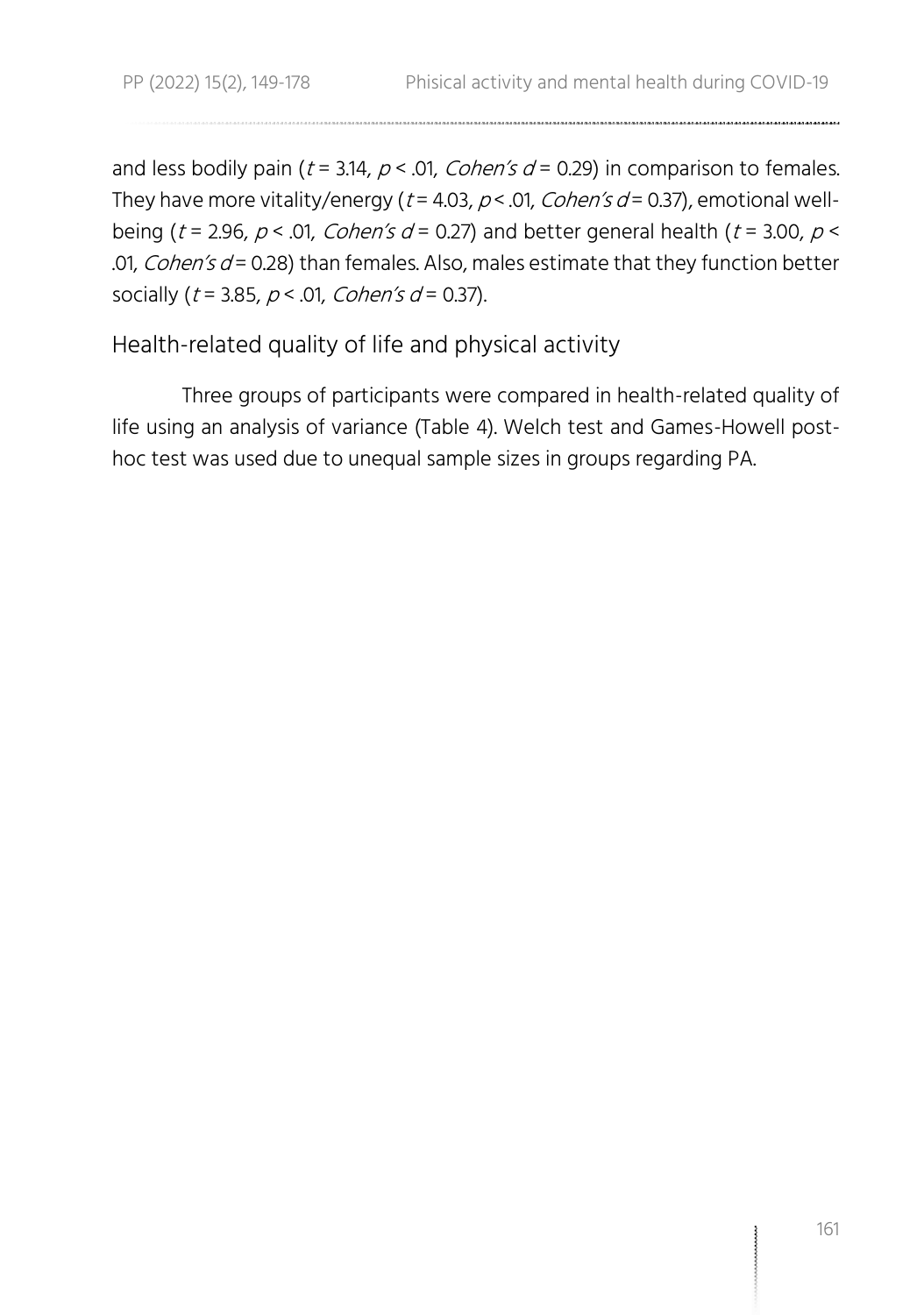and less bodily pain ($t$ = 3.14, $p$ < .01, *Cohen's d* = 0.29) in comparison to females. They have more vitality/energy ($t$ = 4.03, $p$ < .01, *Cohen's d* = 0.37), emotional well-being ($t$ = 2.96, $p$ < .01, *Cohen's d* = 0.27) and better general health ($t$ = 3.00, $p$ < .01, *Cohen's d* = 0.28) than females. Also, males estimate that they function better socially ($t$ = 3.85, $p$ < .01, *Cohen's d* = 0.37).

## Health-related quality of life and physical activity

Three groups of participants were compared in health-related quality of life using an analysis of variance (Table 4). Welch test and Games-Howell post-hoc test was used due to unequal sample sizes in groups regarding PA.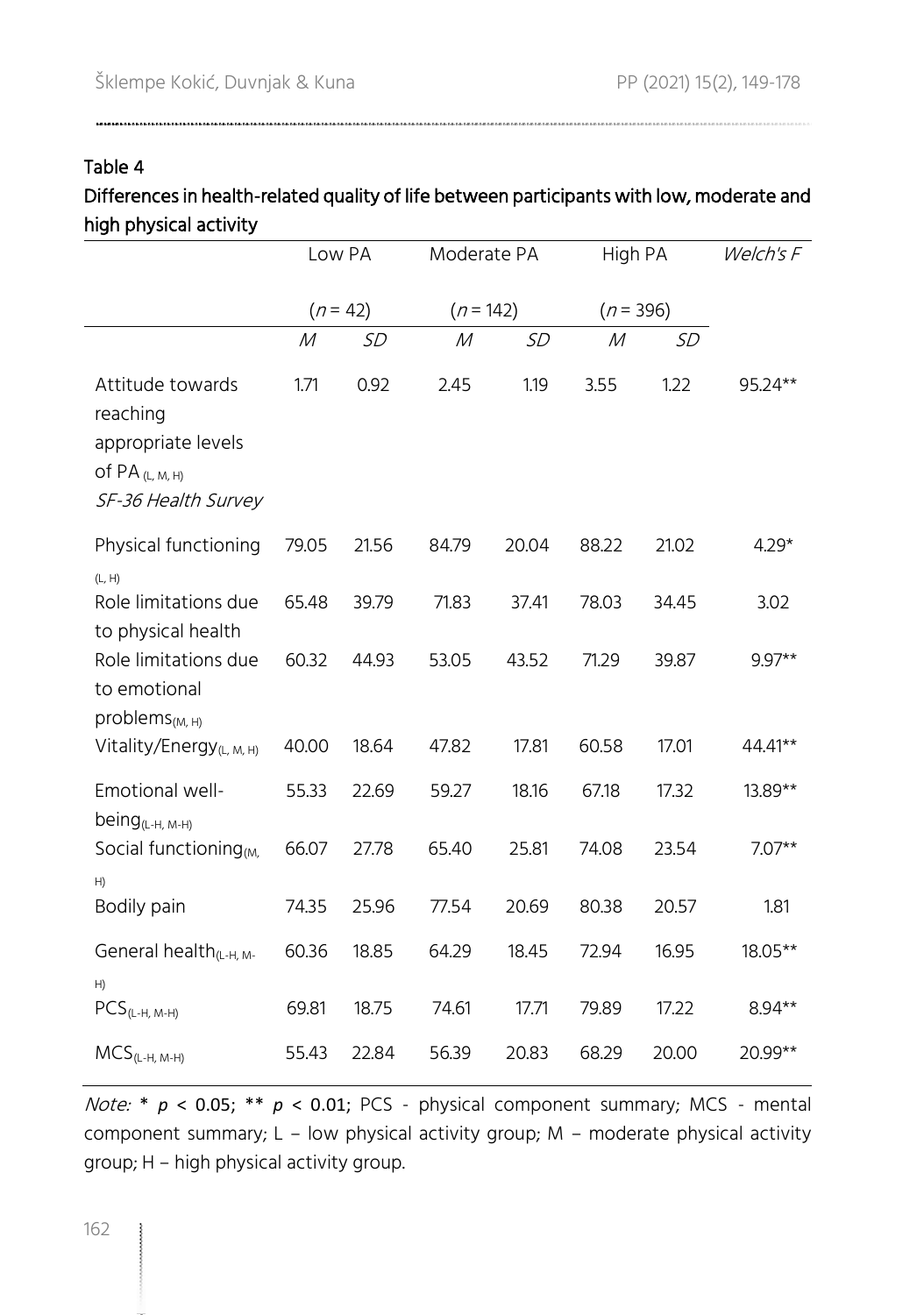Table 4

Differences in health-related quality of life between participants with low, moderate and high physical activity

| | Low PA | | Moderate PA | | High PA | | *Welch's F* |
|---|---|---|---|---|---|---|---|
| | ($n$ = 42) | | ($n$ = 142) | | ($n$ = 396) | | |
| | *M* | *SD* | *M* | *SD* | *M* | *SD* | |
| Attitude towards reaching appropriate levels of PA $_{(L, M, H)}$ | 1.71 | 0.92 | 2.45 | 1.19 | 3.55 | 1.22 | 95.24** |
| *SF-36 Health Survey* | | | | | | | |
| Physical functioning $_{(L, H)}$ | 79.05 | 21.56 | 84.79 | 20.04 | 88.22 | 21.02 | 4.29* |
| Role limitations due to physical health | 65.48 | 39.79 | 71.83 | 37.41 | 78.03 | 34.45 | 3.02 |
| Role limitations due to emotional problems $_{(M, H)}$ | 60.32 | 44.93 | 53.05 | 43.52 | 71.29 | 39.87 | 9.97** |
| Vitality/Energy $_{(L, M, H)}$ | 40.00 | 18.64 | 47.82 | 17.81 | 60.58 | 17.01 | 44.41** |
| Emotional well-being $_{(L-H, M-H)}$ | 55.33 | 22.69 | 59.27 | 18.16 | 67.18 | 17.32 | 13.89** |
| Social functioning $_{(M, H)}$ | 66.07 | 27.78 | 65.40 | 25.81 | 74.08 | 23.54 | 7.07** |
| Bodily pain | 74.35 | 25.96 | 77.54 | 20.69 | 80.38 | 20.57 | 1.81 |
| General health $_{(L-H, M-H)}$ | 60.36 | 18.85 | 64.29 | 18.45 | 72.94 | 16.95 | 18.05** |
| PCS $_{(L-H, M-H)}$ | 69.81 | 18.75 | 74.61 | 17.71 | 79.89 | 17.22 | 8.94** |
| MCS $_{(L-H, M-H)}$ | 55.43 | 22.84 | 56.39 | 20.83 | 68.29 | 20.00 | 20.99** |

*Note:* * $p$ < 0.05; ** $p$ < 0.01; PCS - physical component summary; MCS - mental component summary; L – low physical activity group; M – moderate physical activity group; H – high physical activity group.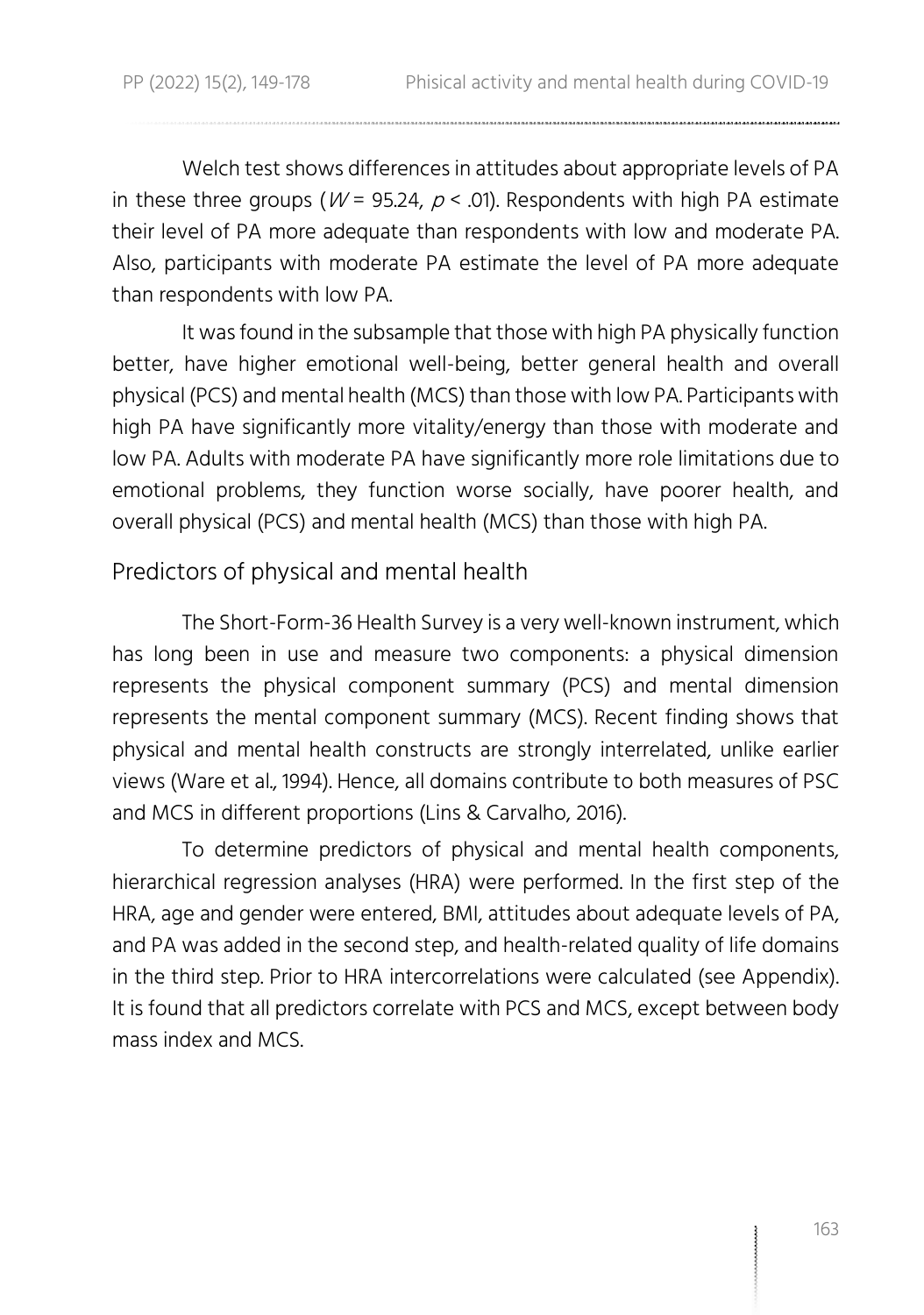Welch test shows differences in attitudes about appropriate levels of PA in these three groups ($W = 95.24$, $p < .01$). Respondents with high PA estimate their level of PA more adequate than respondents with low and moderate PA. Also, participants with moderate PA estimate the level of PA more adequate than respondents with low PA.

It was found in the subsample that those with high PA physically function better, have higher emotional well-being, better general health and overall physical (PCS) and mental health (MCS) than those with low PA. Participants with high PA have significantly more vitality/energy than those with moderate and low PA. Adults with moderate PA have significantly more role limitations due to emotional problems, they function worse socially, have poorer health, and overall physical (PCS) and mental health (MCS) than those with high PA.

## Predictors of physical and mental health

The Short-Form-36 Health Survey is a very well-known instrument, which has long been in use and measure two components: a physical dimension represents the physical component summary (PCS) and mental dimension represents the mental component summary (MCS). Recent finding shows that physical and mental health constructs are strongly interrelated, unlike earlier views (Ware et al., 1994). Hence, all domains contribute to both measures of PSC and MCS in different proportions (Lins & Carvalho, 2016).

To determine predictors of physical and mental health components, hierarchical regression analyses (HRA) were performed. In the first step of the HRA, age and gender were entered, BMI, attitudes about adequate levels of PA, and PA was added in the second step, and health-related quality of life domains in the third step. Prior to HRA intercorrelations were calculated (see Appendix). It is found that all predictors correlate with PCS and MCS, except between body mass index and MCS.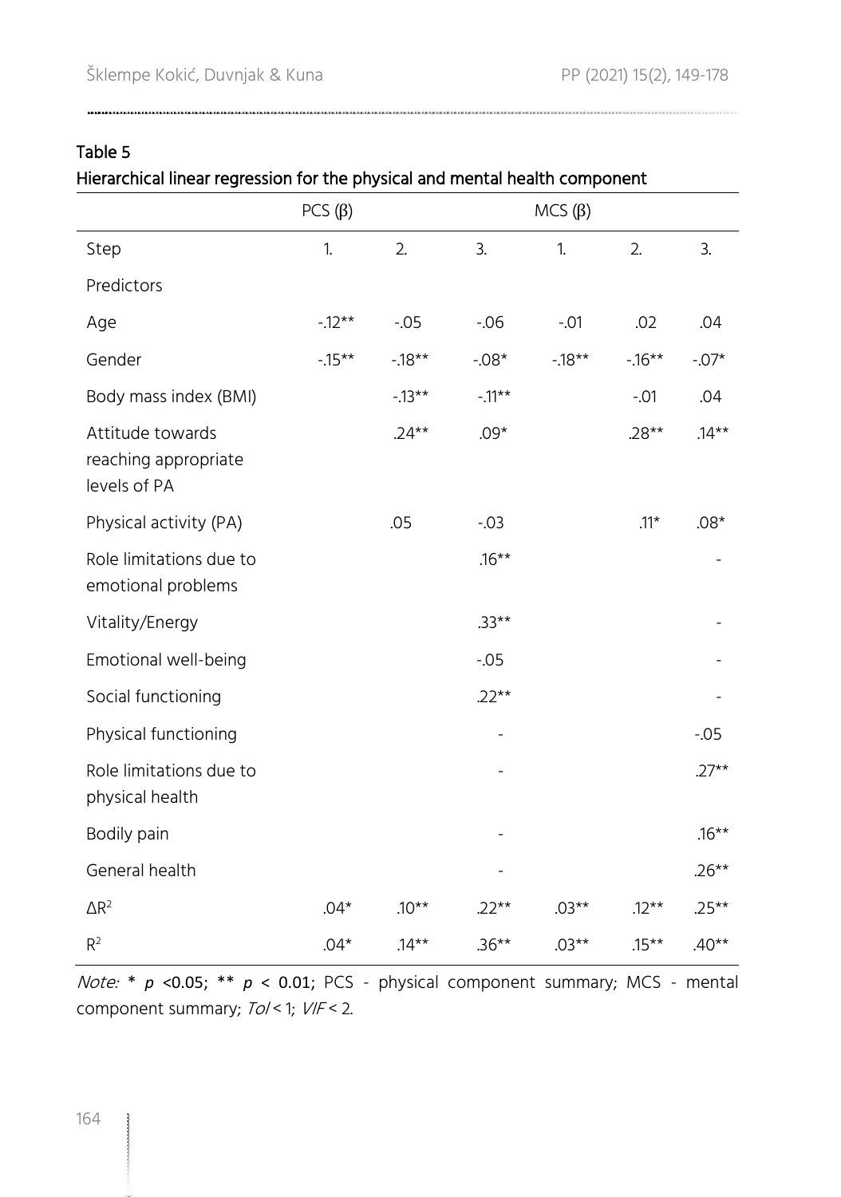Table 5

Hierarchical linear regression for the physical and mental health component

| | PCS (β) | | | MCS (β) | | |
|---|---|---|---|---|---|---|
| Step | 1. | 2. | 3. | 1. | 2. | 3. |
| Predictors | | | | | | |
| Age | -.12** | -.05 | -.06 | -.01 | .02 | .04 |
| Gender | -.15** | -.18** | -.08* | -.18** | -.16** | -.07* |
| Body mass index (BMI) | | -.13** | -.11** | | -.01 | .04 |
| Attitude towards reaching appropriate levels of PA | | .24** | .09* | | .28** | .14** |
| Physical activity (PA) | | .05 | -.03 | | .11* | .08* |
| Role limitations due to emotional problems | | | .16** | | | - |
| Vitality/Energy | | | .33** | | | - |
| Emotional well-being | | | -.05 | | | - |
| Social functioning | | | .22** | | | - |
| Physical functioning | | | - | | | -.05 |
| Role limitations due to physical health | | | - | | | .27** |
| Bodily pain | | | - | | | .16** |
| General health | | | - | | | .26** |
| $\Delta R^2$ | .04* | .10** | .22** | .03** | .12** | .25** |
| $R^2$ | .04* | .14** | .36** | .03** | .15** | .40** |

*Note:* * $p$ <0.05; ** $p$ < 0.01; PCS - physical component summary; MCS - mental component summary; *Tol* < 1; *VIF* < 2.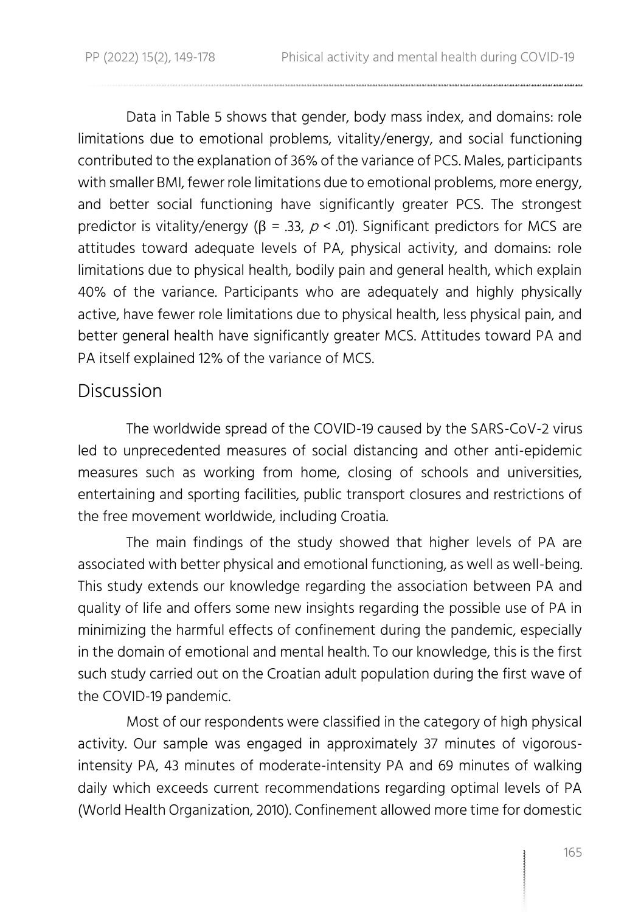Data in Table 5 shows that gender, body mass index, and domains: role limitations due to emotional problems, vitality/energy, and social functioning contributed to the explanation of 36% of the variance of PCS. Males, participants with smaller BMI, fewer role limitations due to emotional problems, more energy, and better social functioning have significantly greater PCS. The strongest predictor is vitality/energy ($\beta$ = .33, $p$ < .01). Significant predictors for MCS are attitudes toward adequate levels of PA, physical activity, and domains: role limitations due to physical health, bodily pain and general health, which explain 40% of the variance. Participants who are adequately and highly physically active, have fewer role limitations due to physical health, less physical pain, and better general health have significantly greater MCS. Attitudes toward PA and PA itself explained 12% of the variance of MCS.

## Discussion

The worldwide spread of the COVID-19 caused by the SARS-CoV-2 virus led to unprecedented measures of social distancing and other anti-epidemic measures such as working from home, closing of schools and universities, entertaining and sporting facilities, public transport closures and restrictions of the free movement worldwide, including Croatia.

The main findings of the study showed that higher levels of PA are associated with better physical and emotional functioning, as well as well-being. This study extends our knowledge regarding the association between PA and quality of life and offers some new insights regarding the possible use of PA in minimizing the harmful effects of confinement during the pandemic, especially in the domain of emotional and mental health. To our knowledge, this is the first such study carried out on the Croatian adult population during the first wave of the COVID-19 pandemic.

Most of our respondents were classified in the category of high physical activity. Our sample was engaged in approximately 37 minutes of vigorous-intensity PA, 43 minutes of moderate-intensity PA and 69 minutes of walking daily which exceeds current recommendations regarding optimal levels of PA (World Health Organization, 2010). Confinement allowed more time for domestic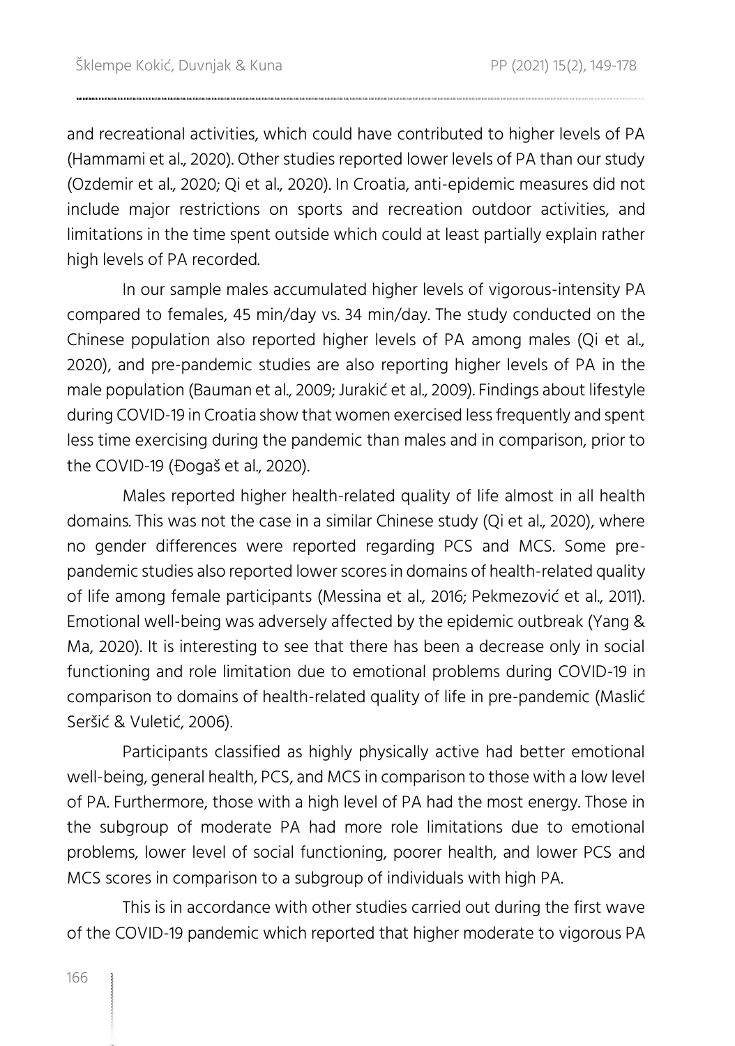and recreational activities, which could have contributed to higher levels of PA (Hammami et al., 2020). Other studies reported lower levels of PA than our study (Ozdemir et al., 2020; Qi et al., 2020). In Croatia, anti-epidemic measures did not include major restrictions on sports and recreation outdoor activities, and limitations in the time spent outside which could at least partially explain rather high levels of PA recorded.

In our sample males accumulated higher levels of vigorous-intensity PA compared to females, 45 min/day vs. 34 min/day. The study conducted on the Chinese population also reported higher levels of PA among males (Qi et al., 2020), and pre-pandemic studies are also reporting higher levels of PA in the male population (Bauman et al., 2009; Jurakić et al., 2009). Findings about lifestyle during COVID-19 in Croatia show that women exercised less frequently and spent less time exercising during the pandemic than males and in comparison, prior to the COVID-19 (Đogaš et al., 2020).

Males reported higher health-related quality of life almost in all health domains. This was not the case in a similar Chinese study (Qi et al., 2020), where no gender differences were reported regarding PCS and MCS. Some pre-pandemic studies also reported lower scores in domains of health-related quality of life among female participants (Messina et al., 2016; Pekmezović et al., 2011). Emotional well-being was adversely affected by the epidemic outbreak (Yang & Ma, 2020). It is interesting to see that there has been a decrease only in social functioning and role limitation due to emotional problems during COVID-19 in comparison to domains of health-related quality of life in pre-pandemic (Maslić Seršić & Vuletić, 2006).

Participants classified as highly physically active had better emotional well-being, general health, PCS, and MCS in comparison to those with a low level of PA. Furthermore, those with a high level of PA had the most energy. Those in the subgroup of moderate PA had more role limitations due to emotional problems, lower level of social functioning, poorer health, and lower PCS and MCS scores in comparison to a subgroup of individuals with high PA.

This is in accordance with other studies carried out during the first wave of the COVID-19 pandemic which reported that higher moderate to vigorous PA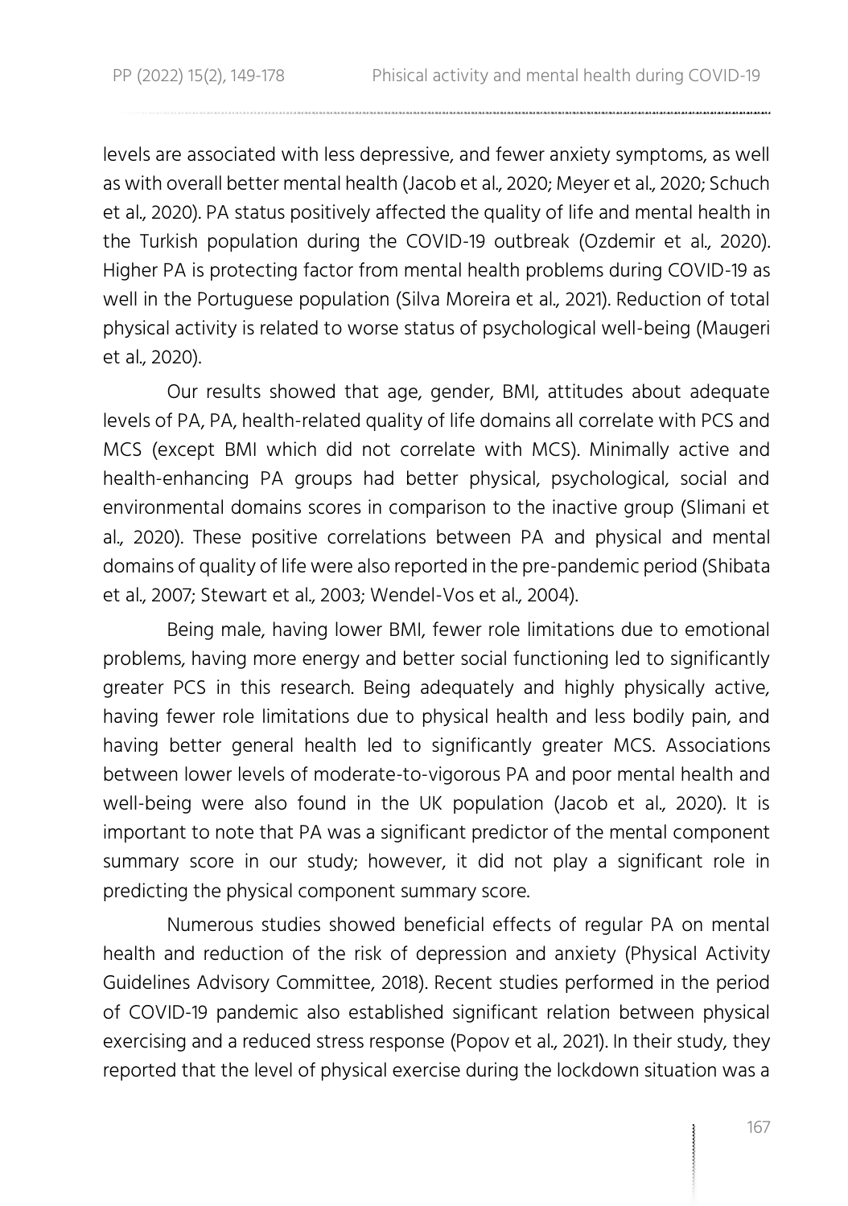levels are associated with less depressive, and fewer anxiety symptoms, as well as with overall better mental health (Jacob et al., 2020; Meyer et al., 2020; Schuch et al., 2020). PA status positively affected the quality of life and mental health in the Turkish population during the COVID-19 outbreak (Ozdemir et al., 2020). Higher PA is protecting factor from mental health problems during COVID-19 as well in the Portuguese population (Silva Moreira et al., 2021). Reduction of total physical activity is related to worse status of psychological well-being (Maugeri et al., 2020).

Our results showed that age, gender, BMI, attitudes about adequate levels of PA, PA, health-related quality of life domains all correlate with PCS and MCS (except BMI which did not correlate with MCS). Minimally active and health-enhancing PA groups had better physical, psychological, social and environmental domains scores in comparison to the inactive group (Slimani et al., 2020). These positive correlations between PA and physical and mental domains of quality of life were also reported in the pre-pandemic period (Shibata et al., 2007; Stewart et al., 2003; Wendel-Vos et al., 2004).

Being male, having lower BMI, fewer role limitations due to emotional problems, having more energy and better social functioning led to significantly greater PCS in this research. Being adequately and highly physically active, having fewer role limitations due to physical health and less bodily pain, and having better general health led to significantly greater MCS. Associations between lower levels of moderate-to-vigorous PA and poor mental health and well-being were also found in the UK population (Jacob et al., 2020). It is important to note that PA was a significant predictor of the mental component summary score in our study; however, it did not play a significant role in predicting the physical component summary score.

Numerous studies showed beneficial effects of regular PA on mental health and reduction of the risk of depression and anxiety (Physical Activity Guidelines Advisory Committee, 2018). Recent studies performed in the period of COVID-19 pandemic also established significant relation between physical exercising and a reduced stress response (Popov et al., 2021). In their study, they reported that the level of physical exercise during the lockdown situation was a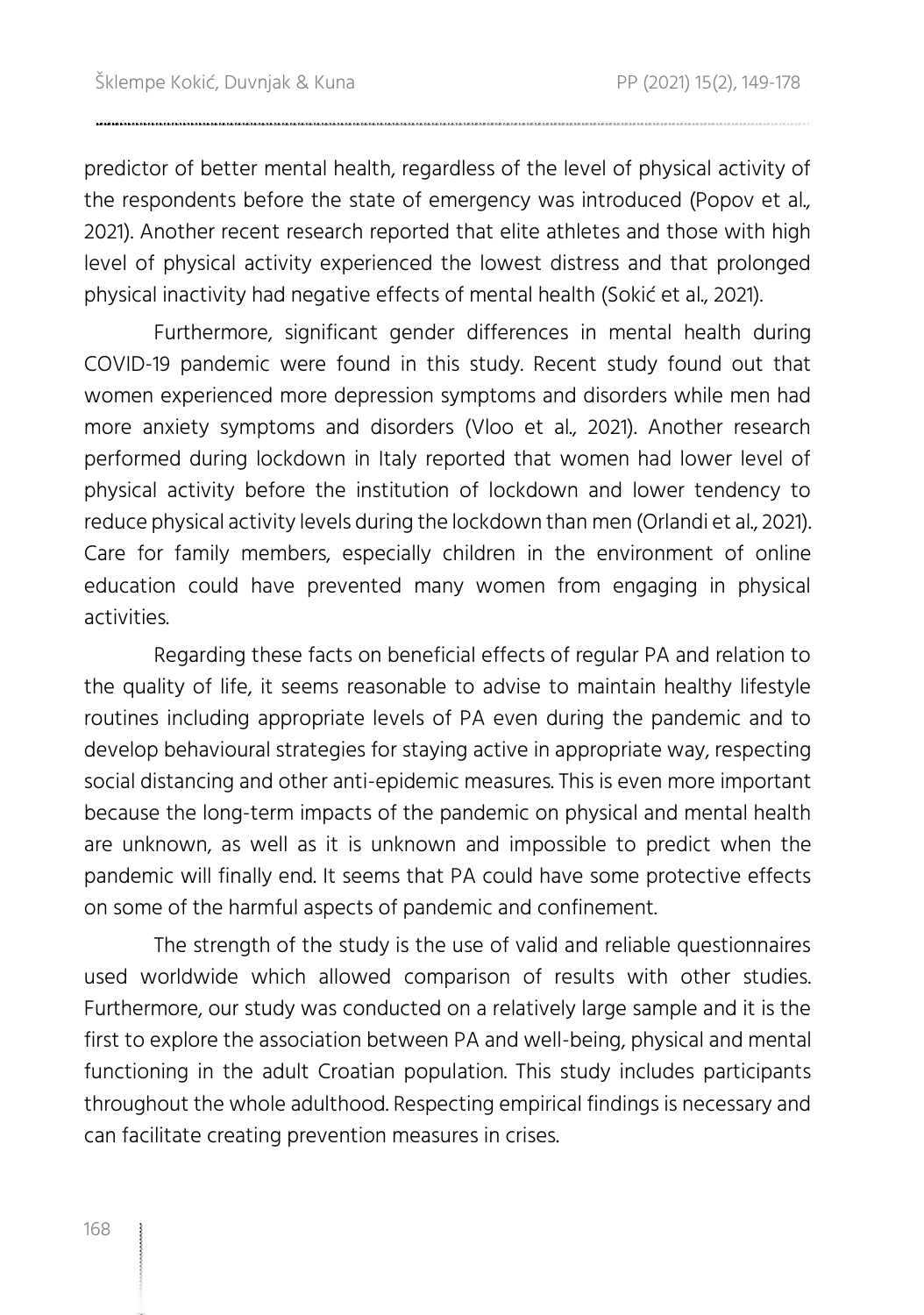predictor of better mental health, regardless of the level of physical activity of the respondents before the state of emergency was introduced (Popov et al., 2021). Another recent research reported that elite athletes and those with high level of physical activity experienced the lowest distress and that prolonged physical inactivity had negative effects of mental health (Sokić et al., 2021).

Furthermore, significant gender differences in mental health during COVID-19 pandemic were found in this study. Recent study found out that women experienced more depression symptoms and disorders while men had more anxiety symptoms and disorders (Vloo et al., 2021). Another research performed during lockdown in Italy reported that women had lower level of physical activity before the institution of lockdown and lower tendency to reduce physical activity levels during the lockdown than men (Orlandi et al., 2021). Care for family members, especially children in the environment of online education could have prevented many women from engaging in physical activities.

Regarding these facts on beneficial effects of regular PA and relation to the quality of life, it seems reasonable to advise to maintain healthy lifestyle routines including appropriate levels of PA even during the pandemic and to develop behavioural strategies for staying active in appropriate way, respecting social distancing and other anti-epidemic measures. This is even more important because the long-term impacts of the pandemic on physical and mental health are unknown, as well as it is unknown and impossible to predict when the pandemic will finally end. It seems that PA could have some protective effects on some of the harmful aspects of pandemic and confinement.

The strength of the study is the use of valid and reliable questionnaires used worldwide which allowed comparison of results with other studies. Furthermore, our study was conducted on a relatively large sample and it is the first to explore the association between PA and well-being, physical and mental functioning in the adult Croatian population. This study includes participants throughout the whole adulthood. Respecting empirical findings is necessary and can facilitate creating prevention measures in crises.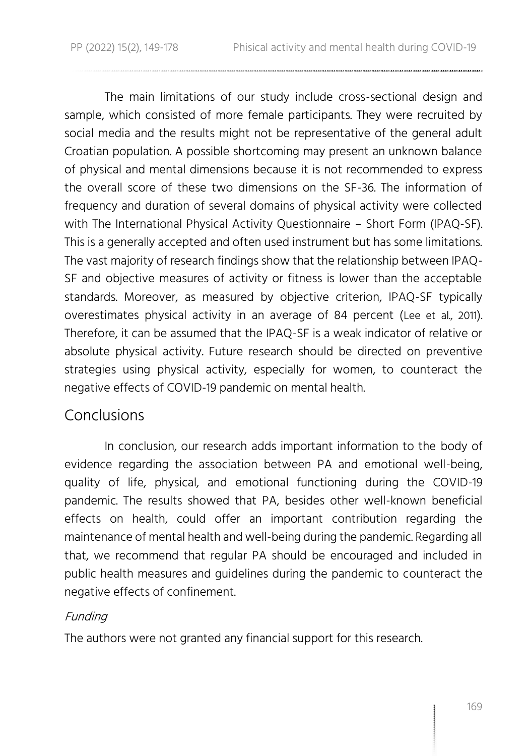The main limitations of our study include cross-sectional design and sample, which consisted of more female participants. They were recruited by social media and the results might not be representative of the general adult Croatian population. A possible shortcoming may present an unknown balance of physical and mental dimensions because it is not recommended to express the overall score of these two dimensions on the SF-36. The information of frequency and duration of several domains of physical activity were collected with The International Physical Activity Questionnaire – Short Form (IPAQ-SF). This is a generally accepted and often used instrument but has some limitations. The vast majority of research findings show that the relationship between IPAQ-SF and objective measures of activity or fitness is lower than the acceptable standards. Moreover, as measured by objective criterion, IPAQ-SF typically overestimates physical activity in an average of 84 percent (Lee et al., 2011). Therefore, it can be assumed that the IPAQ-SF is a weak indicator of relative or absolute physical activity. Future research should be directed on preventive strategies using physical activity, especially for women, to counteract the negative effects of COVID-19 pandemic on mental health.

## Conclusions

In conclusion, our research adds important information to the body of evidence regarding the association between PA and emotional well-being, quality of life, physical, and emotional functioning during the COVID-19 pandemic. The results showed that PA, besides other well-known beneficial effects on health, could offer an important contribution regarding the maintenance of mental health and well-being during the pandemic. Regarding all that, we recommend that regular PA should be encouraged and included in public health measures and guidelines during the pandemic to counteract the negative effects of confinement.

### *Funding*

The authors were not granted any financial support for this research.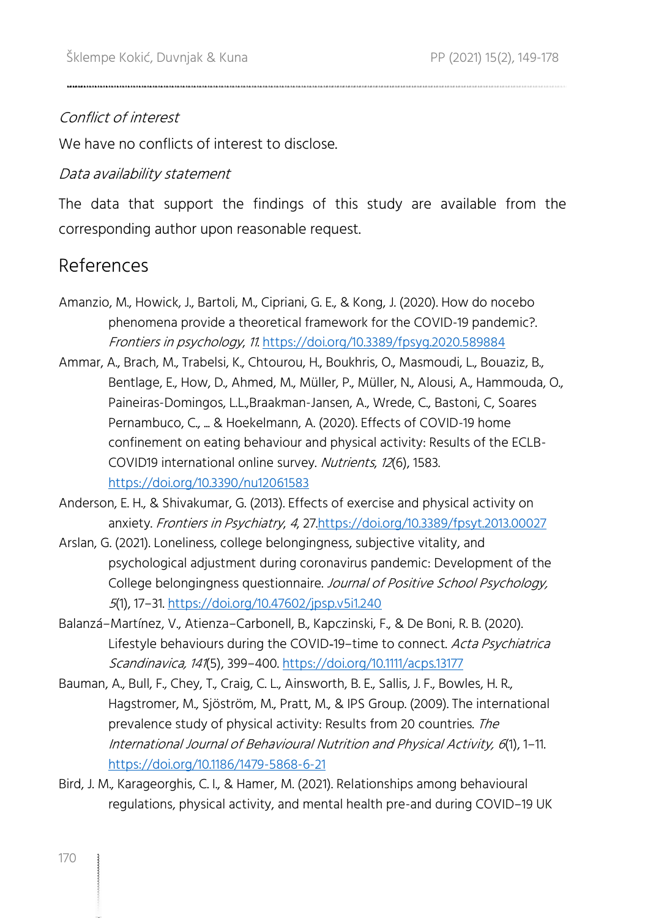*Conflict of interest*

We have no conflicts of interest to disclose.

*Data availability statement*

The data that support the findings of this study are available from the corresponding author upon reasonable request.

## References

Amanzio, M., Howick, J., Bartoli, M., Cipriani, G. E., & Kong, J. (2020). How do nocebo phenomena provide a theoretical framework for the COVID-19 pandemic?. *Frontiers in psychology*, *11*. https://doi.org/10.3389/fpsyg.2020.589884

Ammar, A., Brach, M., Trabelsi, K., Chtourou, H., Boukhris, O., Masmoudi, L., Bouaziz, B., Bentlage, E., How, D., Ahmed, M., Müller, P., Müller, N., Alousi, A., Hammouda, O., Paineiras-Domingos, L.L.,Braakman-Jansen, A., Wrede, C., Bastoni, C, Soares Pernambuco, C., ... & Hoekelmann, A. (2020). Effects of COVID-19 home confinement on eating behaviour and physical activity: Results of the ECLB-COVID19 international online survey. *Nutrients*, *12*(6), 1583. https://doi.org/10.3390/nu12061583

Anderson, E. H., & Shivakumar, G. (2013). Effects of exercise and physical activity on anxiety. *Frontiers in Psychiatry*, *4*, 27.https://doi.org/10.3389/fpsyt.2013.00027

Arslan, G. (2021). Loneliness, college belongingness, subjective vitality, and psychological adjustment during coronavirus pandemic: Development of the College belongingness questionnaire. *Journal of Positive School Psychology, 5*(1), 17–31. https://doi.org/10.47602/jpsp.v5i1.240

Balanzá–Martínez, V., Atienza–Carbonell, B., Kapczinski, F., & De Boni, R. B. (2020). Lifestyle behaviours during the COVID‐19–time to connect. *Acta Psychiatrica Scandinavica, 141*(5), 399–400. https://doi.org/10.1111/acps.13177

Bauman, A., Bull, F., Chey, T., Craig, C. L., Ainsworth, B. E., Sallis, J. F., Bowles, H. R., Hagstromer, M., Sjöström, M., Pratt, M., & IPS Group. (2009). The international prevalence study of physical activity: Results from 20 countries. *The International Journal of Behavioural Nutrition and Physical Activity, 6*(1), 1–11. https://doi.org/10.1186/1479-5868-6-21

Bird, J. M., Karageorghis, C. I., & Hamer, M. (2021). Relationships among behavioural regulations, physical activity, and mental health pre-and during COVID–19 UK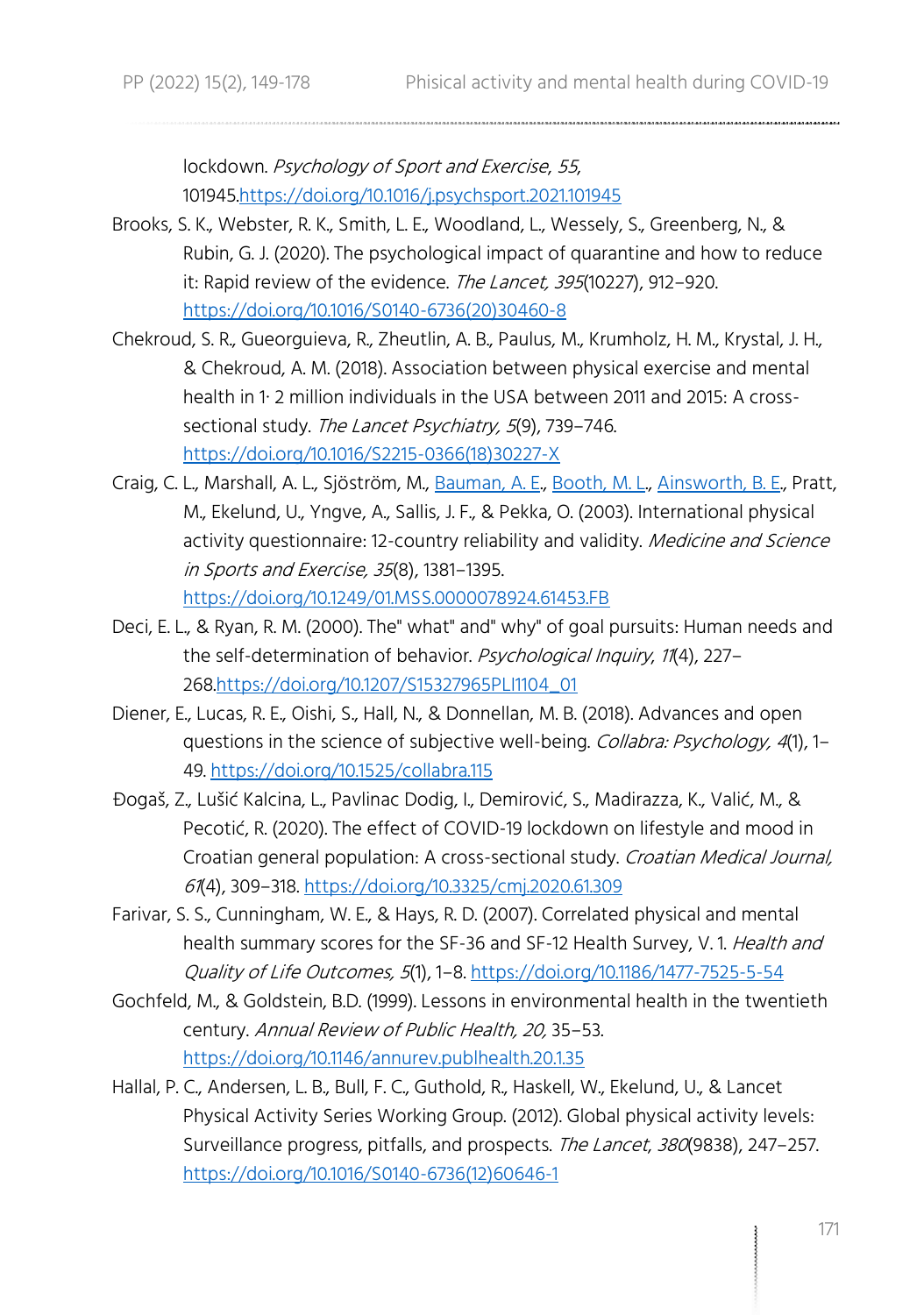lockdown. *Psychology of Sport and Exercise*, *55*, 101945.https://doi.org/10.1016/j.psychsport.2021.101945

Brooks, S. K., Webster, R. K., Smith, L. E., Woodland, L., Wessely, S., Greenberg, N., & Rubin, G. J. (2020). The psychological impact of quarantine and how to reduce it: Rapid review of the evidence. *The Lancet, 395*(10227), 912–920. https://doi.org/10.1016/S0140-6736(20)30460-8

Chekroud, S. R., Gueorguieva, R., Zheutlin, A. B., Paulus, M., Krumholz, H. M., Krystal, J. H., & Chekroud, A. M. (2018). Association between physical exercise and mental health in 1· 2 million individuals in the USA between 2011 and 2015: A cross-sectional study. *The Lancet Psychiatry, 5*(9), 739–746. https://doi.org/10.1016/S2215-0366(18)30227-X

Craig, C. L., Marshall, A. L., Sjöström, M., Bauman, A. E., Booth, M. L., Ainsworth, B. E., Pratt, M., Ekelund, U., Yngve, A., Sallis, J. F., & Pekka, O. (2003). International physical activity questionnaire: 12-country reliability and validity. *Medicine and Science in Sports and Exercise, 35*(8), 1381–1395. https://doi.org/10.1249/01.MSS.0000078924.61453.FB

Deci, E. L., & Ryan, R. M. (2000). The" what" and" why" of goal pursuits: Human needs and the self-determination of behavior. *Psychological Inquiry*, *11*(4), 227–268.https://doi.org/10.1207/S15327965PLI1104_01

Diener, E., Lucas, R. E., Oishi, S., Hall, N., & Donnellan, M. B. (2018). Advances and open questions in the science of subjective well-being. *Collabra: Psychology, 4*(1), 1–49. https://doi.org/10.1525/collabra.115

Đogaš, Z., Lušić Kalcina, L., Pavlinac Dodig, I., Demirović, S., Madirazza, K., Valić, M., & Pecotić, R. (2020). The effect of COVID-19 lockdown on lifestyle and mood in Croatian general population: A cross-sectional study. *Croatian Medical Journal, 61*(4), 309–318. https://doi.org/10.3325/cmj.2020.61.309

Farivar, S. S., Cunningham, W. E., & Hays, R. D. (2007). Correlated physical and mental health summary scores for the SF-36 and SF-12 Health Survey, V. 1. *Health and Quality of Life Outcomes, 5*(1), 1–8. https://doi.org/10.1186/1477-7525-5-54

Gochfeld, M., & Goldstein, B.D. (1999). Lessons in environmental health in the twentieth century. *Annual Review of Public Health, 20,* 35–53. https://doi.org/10.1146/annurev.publhealth.20.1.35

Hallal, P. C., Andersen, L. B., Bull, F. C., Guthold, R., Haskell, W., Ekelund, U., & Lancet Physical Activity Series Working Group. (2012). Global physical activity levels: Surveillance progress, pitfalls, and prospects. *The Lancet, 380*(9838), 247–257. https://doi.org/10.1016/S0140-6736(12)60646-1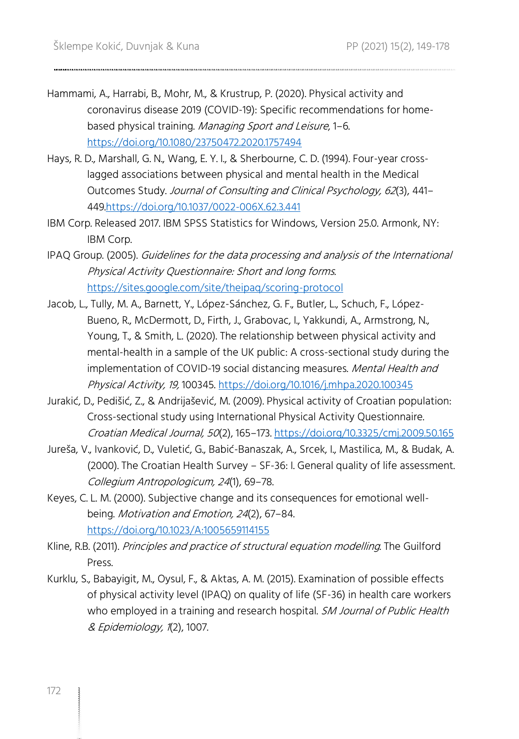Hammami, A., Harrabi, B., Mohr, M., & Krustrup, P. (2020). Physical activity and coronavirus disease 2019 (COVID-19): Specific recommendations for home-based physical training. *Managing Sport and Leisure*, 1–6. https://doi.org/10.1080/23750472.2020.1757494

Hays, R. D., Marshall, G. N., Wang, E. Y. I., & Sherbourne, C. D. (1994). Four-year cross-lagged associations between physical and mental health in the Medical Outcomes Study. *Journal of Consulting and Clinical Psychology, 62*(3), 441–449.https://doi.org/10.1037/0022-006X.62.3.441

IBM Corp. Released 2017. IBM SPSS Statistics for Windows, Version 25.0. Armonk, NY: IBM Corp.

IPAQ Group. (2005). *Guidelines for the data processing and analysis of the International Physical Activity Questionnaire: Short and long forms.* https://sites.google.com/site/theipaq/scoring-protocol

Jacob, L., Tully, M. A., Barnett, Y., López-Sánchez, G. F., Butler, L., Schuch, F., López-Bueno, R., McDermott, D., Firth, J., Grabovac, I., Yakkundi, A., Armstrong, N., Young, T., & Smith, L. (2020). The relationship between physical activity and mental-health in a sample of the UK public: A cross-sectional study during the implementation of COVID-19 social distancing measures. *Mental Health and Physical Activity, 19,* 100345. https://doi.org/10.1016/j.mhpa.2020.100345

Jurakić, D., Pedišić, Z., & Andrijašević, M. (2009). Physical activity of Croatian population: Cross-sectional study using International Physical Activity Questionnaire. *Croatian Medical Journal, 50*(2), 165–173. https://doi.org/10.3325/cmj.2009.50.165

Jureša, V., Ivanković, D., Vuletić, G., Babić-Banaszak, A., Srcek, I., Mastilica, M., & Budak, A. (2000). The Croatian Health Survey – SF-36: I. General quality of life assessment. *Collegium Antropologicum, 24*(1), 69–78.

Keyes, C. L. M. (2000). Subjective change and its consequences for emotional well-being. *Motivation and Emotion, 24*(2), 67–84. https://doi.org/10.1023/A:1005659114155

Kline, R.B. (2011). *Principles and practice of structural equation modelling*. The Guilford Press.

Kurklu, S., Babayigit, M., Oysul, F., & Aktas, A. M. (2015). Examination of possible effects of physical activity level (IPAQ) on quality of life (SF-36) in health care workers who employed in a training and research hospital. *SM Journal of Public Health & Epidemiology, 1*(2), 1007.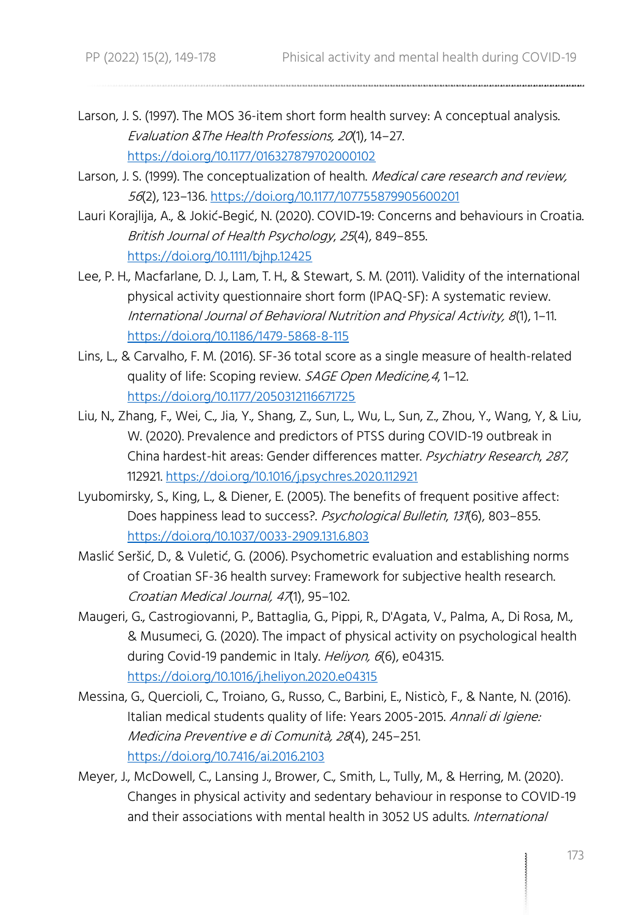Larson, J. S. (1997). The MOS 36-item short form health survey: A conceptual analysis. *Evaluation &The Health Professions, 20*(1), 14–27. https://doi.org/10.1177/016327879702000102

Larson, J. S. (1999). The conceptualization of health. *Medical care research and review, 56*(2), 123–136. https://doi.org/10.1177/107755879905600201

Lauri Korajlija, A., & Jokić-Begić, N. (2020). COVID-19: Concerns and behaviours in Croatia. *British Journal of Health Psychology*, *25*(4), 849–855. https://doi.org/10.1111/bjhp.12425

Lee, P. H., Macfarlane, D. J., Lam, T. H., & Stewart, S. M. (2011). Validity of the international physical activity questionnaire short form (IPAQ-SF): A systematic review. *International Journal of Behavioral Nutrition and Physical Activity, 8*(1), 1–11. https://doi.org/10.1186/1479-5868-8-115

Lins, L., & Carvalho, F. M. (2016). SF-36 total score as a single measure of health-related quality of life: Scoping review. *SAGE Open Medicine,4*, 1–12. https://doi.org/10.1177/2050312116671725

Liu, N., Zhang, F., Wei, C., Jia, Y., Shang, Z., Sun, L., Wu, L., Sun, Z., Zhou, Y., Wang, Y, & Liu, W. (2020). Prevalence and predictors of PTSS during COVID-19 outbreak in China hardest-hit areas: Gender differences matter. *Psychiatry Research*, *287*, 112921. https://doi.org/10.1016/j.psychres.2020.112921

Lyubomirsky, S., King, L., & Diener, E. (2005). The benefits of frequent positive affect: Does happiness lead to success?. *Psychological Bulletin*, *131*(6), 803–855. https://doi.org/10.1037/0033-2909.131.6.803

Maslić Seršić, D., & Vuletić, G. (2006). Psychometric evaluation and establishing norms of Croatian SF-36 health survey: Framework for subjective health research. *Croatian Medical Journal, 47*(1), 95–102.

Maugeri, G., Castrogiovanni, P., Battaglia, G., Pippi, R., D'Agata, V., Palma, A., Di Rosa, M., & Musumeci, G. (2020). The impact of physical activity on psychological health during Covid-19 pandemic in Italy. *Heliyon, 6*(6), e04315. https://doi.org/10.1016/j.heliyon.2020.e04315

Messina, G., Quercioli, C., Troiano, G., Russo, C., Barbini, E., Nisticò, F., & Nante, N. (2016). Italian medical students quality of life: Years 2005-2015. *Annali di Igiene: Medicina Preventive e di Comunità, 28*(4), 245–251. https://doi.org/10.7416/ai.2016.2103

Meyer, J., McDowell, C., Lansing J., Brower, C., Smith, L., Tully, M., & Herring, M. (2020). Changes in physical activity and sedentary behaviour in response to COVID-19 and their associations with mental health in 3052 US adults. *International*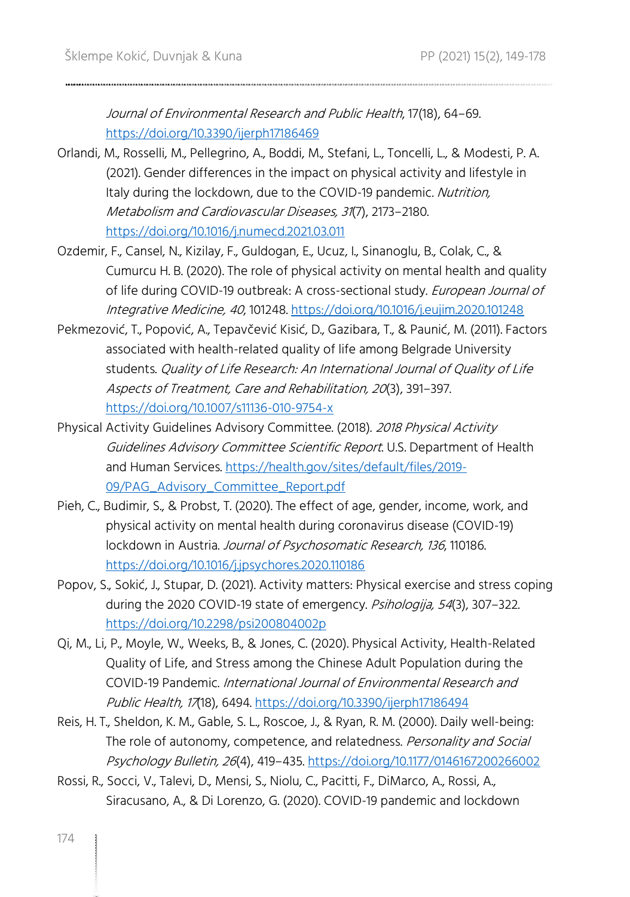*Journal of Environmental Research and Public Health*, 17(18), 64–69. https://doi.org/10.3390/ijerph17186469

Orlandi, M., Rosselli, M., Pellegrino, A., Boddi, M., Stefani, L., Toncelli, L., & Modesti, P. A. (2021). Gender differences in the impact on physical activity and lifestyle in Italy during the lockdown, due to the COVID-19 pandemic. *Nutrition, Metabolism and Cardiovascular Diseases, 31*(7), 2173–2180. https://doi.org/10.1016/j.numecd.2021.03.011

Ozdemir, F., Cansel, N., Kizilay, F., Guldogan, E., Ucuz, I., Sinanoglu, B., Colak, C., & Cumurcu H. B. (2020). The role of physical activity on mental health and quality of life during COVID-19 outbreak: A cross-sectional study. *European Journal of Integrative Medicine, 40*, 101248. https://doi.org/10.1016/j.eujim.2020.101248

Pekmezović, T., Popović, A., Tepavčević Kisić, D., Gazibara, T., & Paunić, M. (2011). Factors associated with health-related quality of life among Belgrade University students. *Quality of Life Research: An International Journal of Quality of Life Aspects of Treatment, Care and Rehabilitation, 20*(3), 391–397. https://doi.org/10.1007/s11136-010-9754-x

Physical Activity Guidelines Advisory Committee. (2018). *2018 Physical Activity Guidelines Advisory Committee Scientific Report*. U.S. Department of Health and Human Services. https://health.gov/sites/default/files/2019-09/PAG_Advisory_Committee_Report.pdf

Pieh, C., Budimir, S., & Probst, T. (2020). The effect of age, gender, income, work, and physical activity on mental health during coronavirus disease (COVID-19) lockdown in Austria. *Journal of Psychosomatic Research, 136*, 110186. https://doi.org/10.1016/j.jpsychores.2020.110186

Popov, S., Sokić, J., Stupar, D. (2021). Activity matters: Physical exercise and stress coping during the 2020 COVID-19 state of emergency. *Psihologija, 54*(3), 307–322. https://doi.org/10.2298/psi200804002p

Qi, M., Li, P., Moyle, W., Weeks, B., & Jones, C. (2020). Physical Activity, Health-Related Quality of Life, and Stress among the Chinese Adult Population during the COVID-19 Pandemic. *International Journal of Environmental Research and Public Health, 17*(18), 6494. https://doi.org/10.3390/ijerph17186494

Reis, H. T., Sheldon, K. M., Gable, S. L., Roscoe, J., & Ryan, R. M. (2000). Daily well-being: The role of autonomy, competence, and relatedness. *Personality and Social Psychology Bulletin, 26*(4), 419–435. https://doi.org/10.1177/0146167200266002

Rossi, R., Socci, V., Talevi, D., Mensi, S., Niolu, C., Pacitti, F., DiMarco, A., Rossi, A., Siracusano, A., & Di Lorenzo, G. (2020). COVID-19 pandemic and lockdown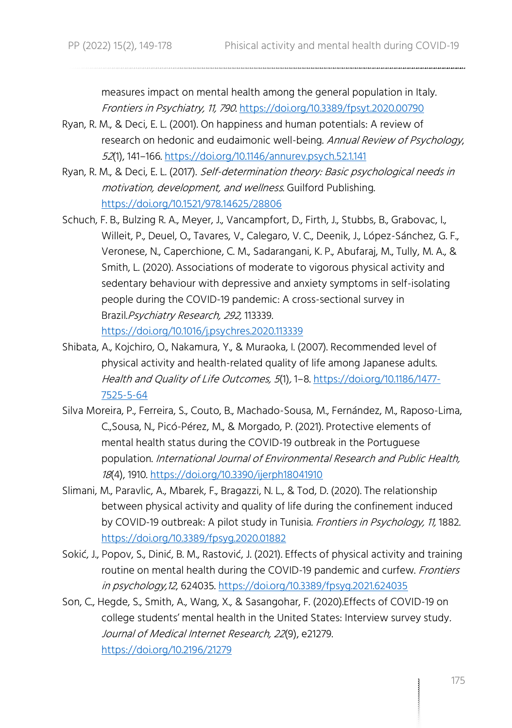measures impact on mental health among the general population in Italy. *Frontiers in Psychiatry, 11, 790*. https://doi.org/10.3389/fpsyt.2020.00790

Ryan, R. M., & Deci, E. L. (2001). On happiness and human potentials: A review of research on hedonic and eudaimonic well-being. *Annual Review of Psychology*, *52*(1), 141–166. https://doi.org/10.1146/annurev.psych.52.1.141

Ryan, R. M., & Deci, E. L. (2017). *Self-determination theory: Basic psychological needs in motivation, development, and wellness*. Guilford Publishing. https://doi.org/10.1521/978.14625/28806

Schuch, F. B., Bulzing R. A., Meyer, J., Vancampfort, D., Firth, J., Stubbs, B., Grabovac, I., Willeit, P., Deuel, O., Tavares, V., Calegaro, V. C., Deenik, J., López-Sánchez, G. F., Veronese, N., Caperchione, C. M., Sadarangani, K. P., Abufaraj, M., Tully, M. A., & Smith, L. (2020). Associations of moderate to vigorous physical activity and sedentary behaviour with depressive and anxiety symptoms in self-isolating people during the COVID-19 pandemic: A cross-sectional survey in Brazil.*Psychiatry Research, 292,* 113339. https://doi.org/10.1016/j.psychres.2020.113339

Shibata, A., Kojchiro, O., Nakamura, Y., & Muraoka, I. (2007). Recommended level of physical activity and health-related quality of life among Japanese adults. *Health and Quality of Life Outcomes, 5*(1)*,* 1–8. https://doi.org/10.1186/1477-7525-5-64

Silva Moreira, P., Ferreira, S., Couto, B., Machado-Sousa, M., Fernández, M., Raposo-Lima, C.,Sousa, N., Picó-Pérez, M., & Morgado, P. (2021). Protective elements of mental health status during the COVID-19 outbreak in the Portuguese population. *International Journal of Environmental Research and Public Health, 18*(4), 1910. https://doi.org/10.3390/ijerph18041910

Slimani, M., Paravlic, A., Mbarek, F., Bragazzi, N. L., & Tod, D. (2020). The relationship between physical activity and quality of life during the confinement induced by COVID-19 outbreak: A pilot study in Tunisia. *Frontiers in Psychology, 11,* 1882. https://doi.org/10.3389/fpsyg.2020.01882

Sokić, J., Popov, S., Dinić, B. M., Rastović, J. (2021). Effects of physical activity and training routine on mental health during the COVID-19 pandemic and curfew. *Frontiers in psychology,12,* 624035. https://doi.org/10.3389/fpsyg.2021.624035

Son, C., Hegde, S., Smith, A., Wang, X., & Sasangohar, F. (2020).Effects of COVID-19 on college students' mental health in the United States: Interview survey study. *Journal of Medical Internet Research, 22*(9), e21279. https://doi.org/10.2196/21279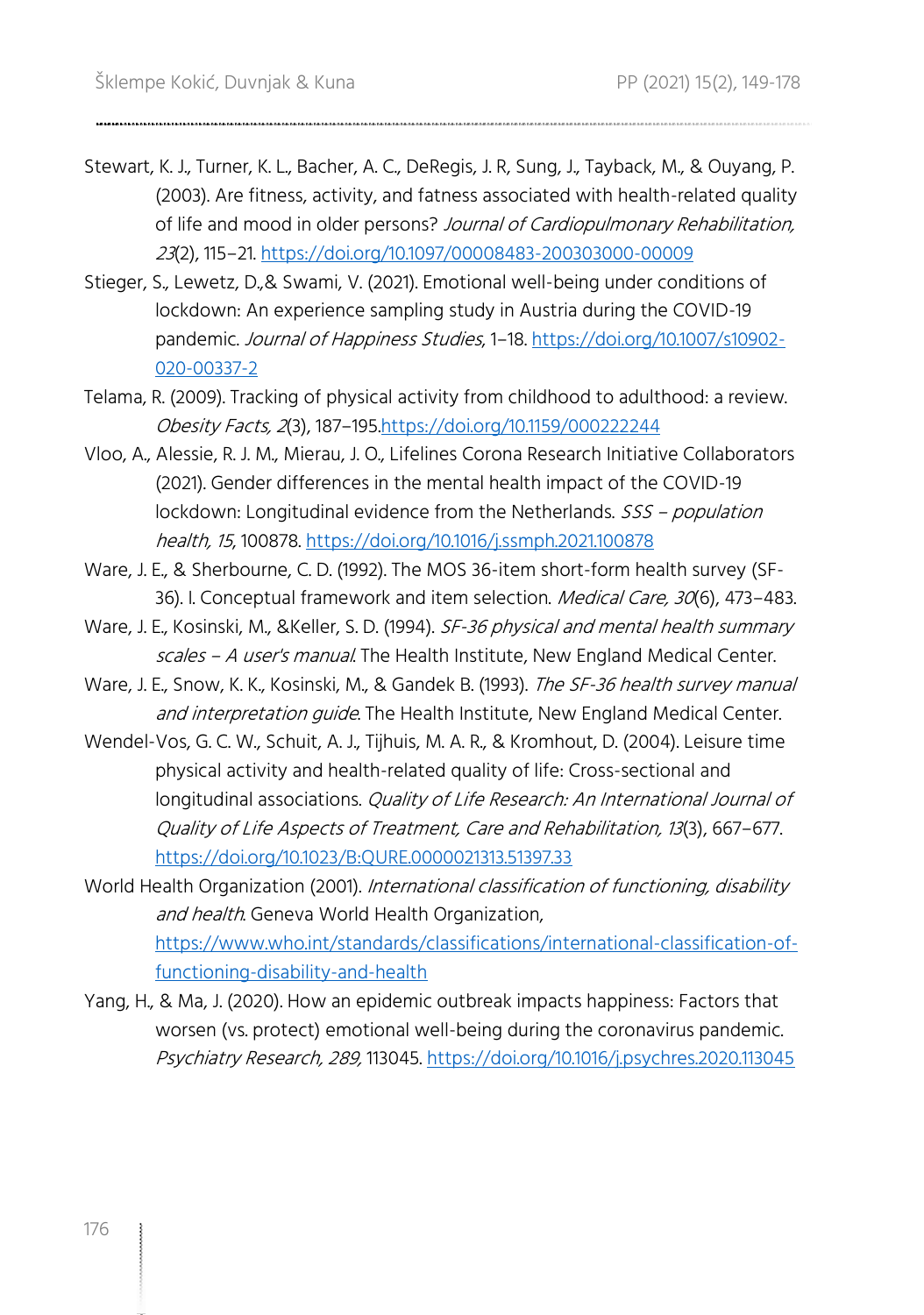Stewart, K. J., Turner, K. L., Bacher, A. C., DeRegis, J. R, Sung, J., Tayback, M., & Ouyang, P. (2003). Are fitness, activity, and fatness associated with health-related quality of life and mood in older persons? *Journal of Cardiopulmonary Rehabilitation, 23*(2), 115–21. https://doi.org/10.1097/00008483-200303000-00009

Stieger, S., Lewetz, D.,& Swami, V. (2021). Emotional well-being under conditions of lockdown: An experience sampling study in Austria during the COVID-19 pandemic. *Journal of Happiness Studies*, 1–18. https://doi.org/10.1007/s10902-020-00337-2

Telama, R. (2009). Tracking of physical activity from childhood to adulthood: a review. *Obesity Facts, 2*(3), 187–195.https://doi.org/10.1159/000222244

Vloo, A., Alessie, R. J. M., Mierau, J. O., Lifelines Corona Research Initiative Collaborators (2021). Gender differences in the mental health impact of the COVID-19 lockdown: Longitudinal evidence from the Netherlands. *SSS – population health, 15*, 100878. https://doi.org/10.1016/j.ssmph.2021.100878

Ware, J. E., & Sherbourne, C. D. (1992). The MOS 36-item short-form health survey (SF-36). I. Conceptual framework and item selection. *Medical Care, 30*(6), 473–483.

Ware, J. E., Kosinski, M., &Keller, S. D. (1994). *SF-36 physical and mental health summary scales – A user's manual.* The Health Institute, New England Medical Center.

Ware, J. E., Snow, K. K., Kosinski, M., & Gandek B. (1993). *The SF-36 health survey manual and interpretation guide.* The Health Institute, New England Medical Center.

Wendel-Vos, G. C. W., Schuit, A. J., Tijhuis, M. A. R., & Kromhout, D. (2004). Leisure time physical activity and health-related quality of life: Cross-sectional and longitudinal associations. *Quality of Life Research: An International Journal of Quality of Life Aspects of Treatment, Care and Rehabilitation, 13*(3), 667–677. https://doi.org/10.1023/B:QURE.0000021313.51397.33

World Health Organization (2001). *International classification of functioning, disability and health.* Geneva World Health Organization, https://www.who.int/standards/classifications/international-classification-of-functioning-disability-and-health

Yang, H., & Ma, J. (2020). How an epidemic outbreak impacts happiness: Factors that worsen (vs. protect) emotional well-being during the coronavirus pandemic. *Psychiatry Research, 289,* 113045. https://doi.org/10.1016/j.psychres.2020.113045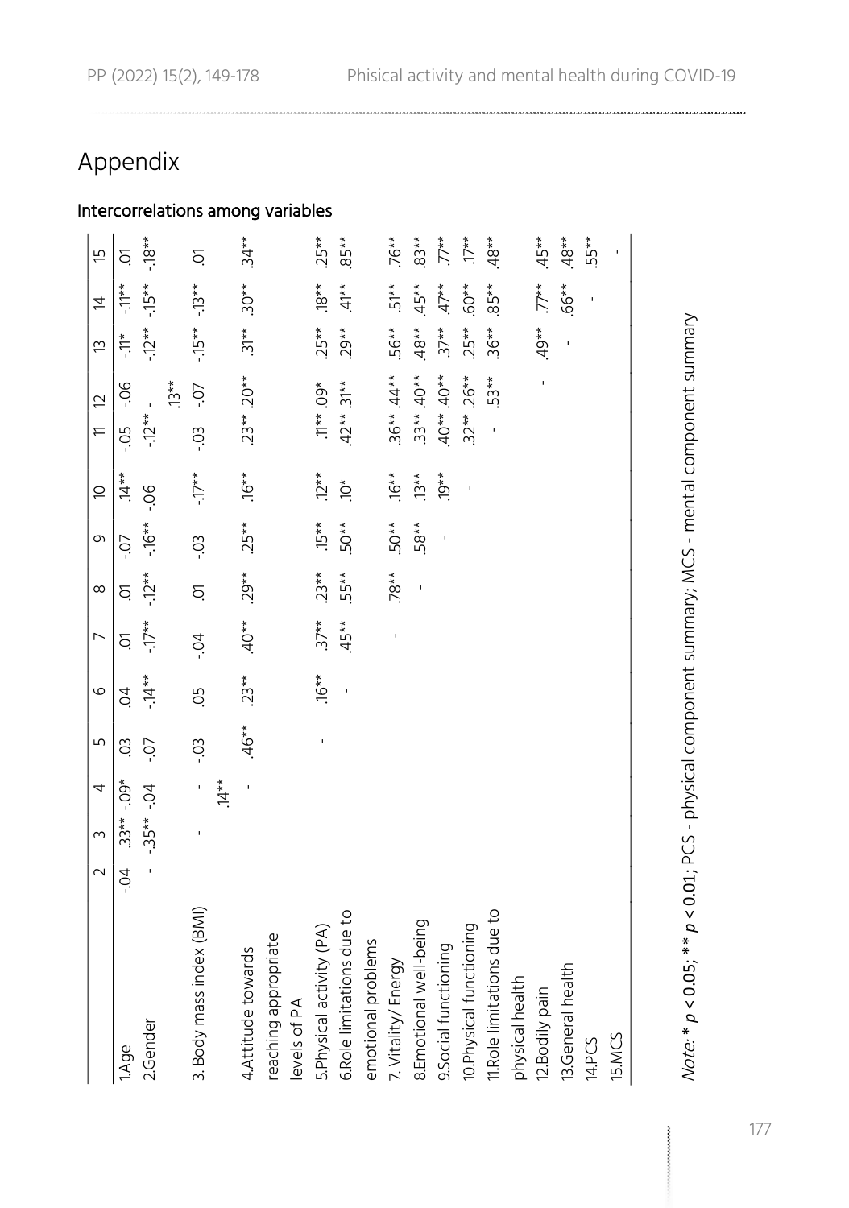# Appendix

## Intercorrelations among variables

| | 2 | 3 | 4 | 5 | 6 | 7 | 8 | 9 | 10 | 11 | 12 | 13 | 14 | 15 |
|---|---|---|---|---|---|---|---|---|---|---|---|---|---|---|
| 1.Age | -.04 | .33** | -.09* | .03 | .04 | .01 | .01 | -.07 | .14** | -.05 | -.06 | -.11* | -.11** | .01 |
| 2.Gender | - | -.35** | -.04 | -.07 | -.14** | -.17** | -.12** | -.16** | -.06 | -.12** | -.13** | -.12** | -.15** | -.18** |
| 3. Body mass index (BMI) | | - | -.14** | -.03 | .05 | -.04 | .01 | -.03 | -.17** | -.03 | -.07 | -.15** | -.13** | .01 |
| 4.Attitude towards reaching appropriate levels of PA | | | - | .46** | .23** | .40** | .29** | .25** | .16** | .23** | .20** | .31** | .30** | .34** |
| 5.Physical activity (PA) | | | | - | .16** | .37** | .23** | .15** | .12** | .11** | .09* | .25** | .18** | .25** |
| 6.Role limitations due to emotional problems | | | | | - | .45** | .55** | .50** | .10* | .42** | .31** | .29** | .41** | .85** |
| 7. Vitality/ Energy | | | | | | - | .78** | .50** | .16** | .36** | .44** | .56** | .51** | .76** |
| 8.Emotional well-being | | | | | | | - | .58** | .13** | .33** | .40** | .48** | .45** | .83** |
| 9.Social functioning | | | | | | | | - | .19** | .40** | .40** | .37** | .47** | .77** |
| 10.Physical functioning | | | | | | | | | - | .32** | .26** | .25** | .60** | .17** |
| 11.Role limitations due to physical health | | | | | | | | | | - | .53** | .36** | .85** | .48** |
| 12.Bodily pain | | | | | | | | | | | - | .49** | .77** | .45** |
| 13.General health | | | | | | | | | | | | - | .66** | .48** |
| 14.PCS | | | | | | | | | | | | | - | .55** |
| 15.MCS | | | | | | | | | | | | | | - |

*Note:* * $p < 0.05$; ** $p < 0.01$; PCS - physical component summary; MCS - mental component summary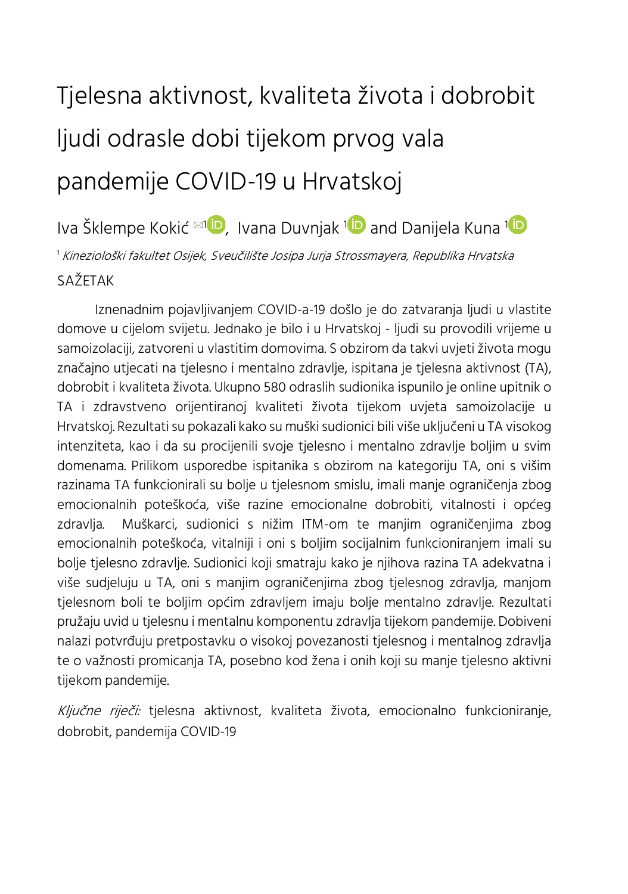# Tjelesna aktivnost, kvaliteta života i dobrobit ljudi odrasle dobi tijekom prvog vala pandemije COVID-19 u Hrvatskoj

Iva Šklempe Kokić [1], Ivana Duvnjak [1] and Danijela Kuna [1]

[1] *Kineziološki fakultet Osijek, Sveučilište Josipa Jurja Strossmayera, Republika Hrvatska*

## SAŽETAK

Iznenadnim pojavljivanjem COVID-a-19 došlo je do zatvaranja ljudi u vlastite domove u cijelom svijetu. Jednako je bilo i u Hrvatskoj - ljudi su provodili vrijeme u samoizolaciji, zatvoreni u vlastitim domovima. S obzirom da takvi uvjeti života mogu značajno utjecati na tjelesno i mentalno zdravlje, ispitana je tjelesna aktivnost (TA), dobrobit i kvaliteta života. Ukupno 580 odraslih sudionika ispunilo je online upitnik o TA i zdravstveno orijentiranoj kvaliteti života tijekom uvjeta samoizolacije u Hrvatskoj. Rezultati su pokazali kako su muški sudionici bili više uključeni u TA visokog intenziteta, kao i da su procijenili svoje tjelesno i mentalno zdravlje boljim u svim domenama. Prilikom usporedbe ispitanika s obzirom na kategoriju TA, oni s višim razinama TA funkcionirali su bolje u tjelesnom smislu, imali manje ograničenja zbog emocionalnih poteškoća, više razine emocionalne dobrobiti, vitalnosti i općeg zdravlja. Muškarci, sudionici s nižim ITM-om te manjim ograničenjima zbog emocionalnih poteškoća, vitalniji i oni s boljim socijalnim funkcioniranjem imali su bolje tjelesno zdravlje. Sudionici koji smatraju kako je njihova razina TA adekvatna i više sudjeluju u TA, oni s manjim ograničenjima zbog tjelesnog zdravlja, manjom tjelesnom boli te boljim općim zdravljem imaju bolje mentalno zdravlje. Rezultati pružaju uvid u tjelesnu i mentalnu komponentu zdravlja tijekom pandemije. Dobiveni nalazi potvrđuju pretpostavku o visokoj povezanosti tjelesnog i mentalnog zdravlja te o važnosti promicanja TA, posebno kod žena i onih koji su manje tjelesno aktivni tijekom pandemije.

*Ključne riječi:* tjelesna aktivnost, kvaliteta života, emocionalno funkcioniranje, dobrobit, pandemija COVID-19